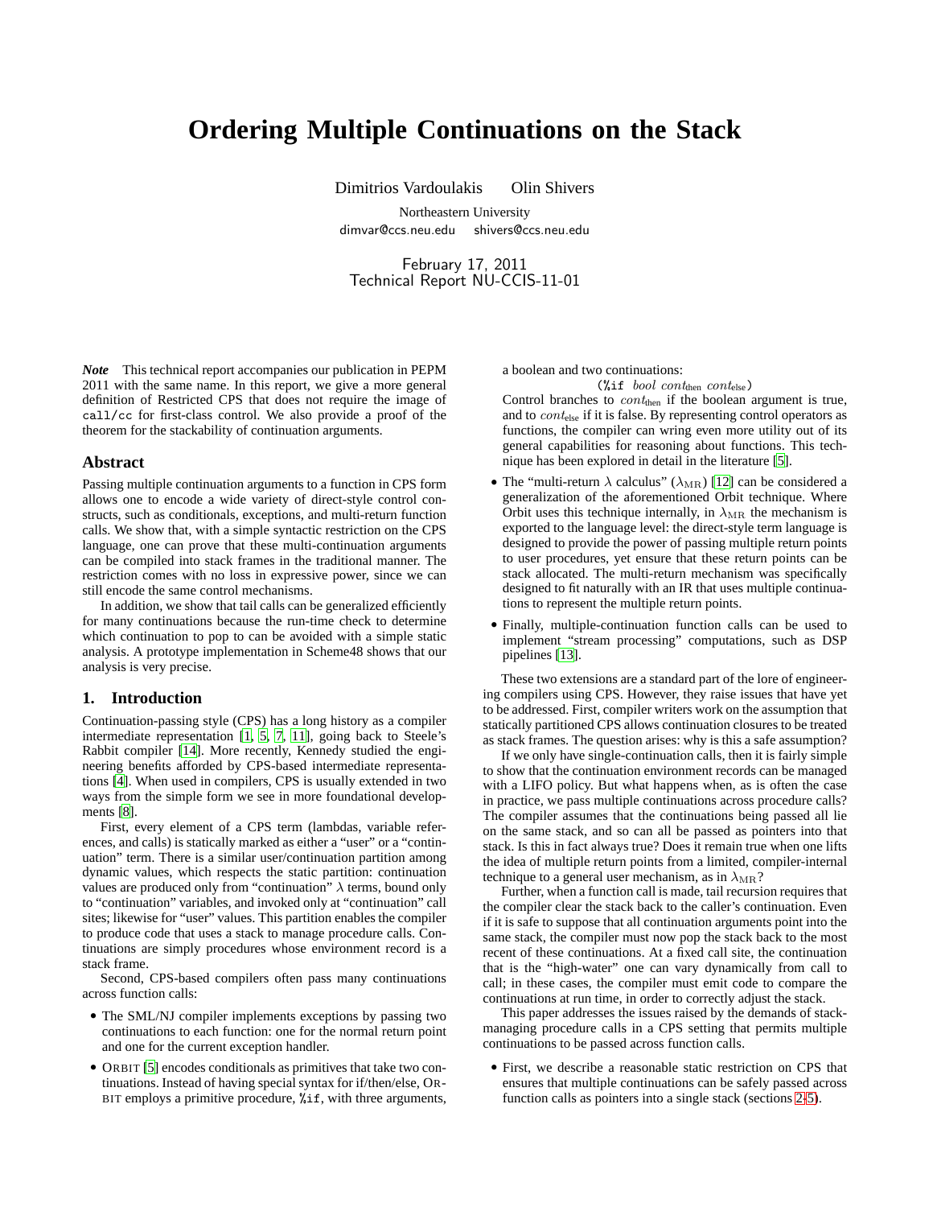# Ordering Multiple Continuations on the Stack

Dimitrios Vardoulakis Olin Shivers

Northeastern University
dimvar@ccs.neu.edu shivers@ccs.neu.edu

February 17, 2011
Technical Report NU-CCIS-11-01

***Note*** This technical report accompanies our publication in PEPM 2011 with the same name. In this report, we give a more general definition of Restricted CPS that does not require the image of `call/cc` for first-class control. We also provide a proof of the theorem for the stackability of continuation arguments.

## Abstract

Passing multiple continuation arguments to a function in CPS form allows one to encode a wide variety of direct-style control constructs, such as conditionals, exceptions, and multi-return function calls. We show that, with a simple syntactic restriction on the CPS language, one can prove that these multi-continuation arguments can be compiled into stack frames in the traditional manner. The restriction comes with no loss in expressive power, since we can still encode the same control mechanisms.

In addition, we show that tail calls can be generalized efficiently for many continuations because the run-time check to determine which continuation to pop to can be avoided with a simple static analysis. A prototype implementation in Scheme48 shows that our analysis is very precise.

## 1. Introduction

Continuation-passing style (CPS) has a long history as a compiler intermediate representation [1, 5, 7, 11], going back to Steele's Rabbit compiler [14]. More recently, Kennedy studied the engineering benefits afforded by CPS-based intermediate representations [4]. When used in compilers, CPS is usually extended in two ways from the simple form we see in more foundational developments [8].

First, every element of a CPS term (lambdas, variable references, and calls) is statically marked as either a "user" or a "continuation" term. There is a similar user/continuation partition among dynamic values, which respects the static partition: continuation values are produced only from "continuation" λ terms, bound only to "continuation" variables, and invoked only at "continuation" call sites; likewise for "user" values. This partition enables the compiler to produce code that uses a stack to manage procedure calls. Continuations are simply procedures whose environment record is a stack frame.

Second, CPS-based compilers often pass many continuations across function calls:

- The SML/NJ compiler implements exceptions by passing two continuations to each function: one for the normal return point and one for the current exception handler.
- ORBIT [5] encodes conditionals as primitives that take two continuations. Instead of having special syntax for if/then/else, ORBIT employs a primitive procedure, `%if`, with three arguments, a boolean and two continuations:

  (`%if` $bool$ $cont_{\text{then}}$ $cont_{\text{else}}$)

  Control branches to $cont_{\text{then}}$ if the boolean argument is true, and to $cont_{\text{else}}$ if it is false. By representing control operators as functions, the compiler can wring even more utility out of its general capabilities for reasoning about functions. This technique has been explored in detail in the literature [5].
- The "multi-return λ calculus" ($\lambda_{\text{MR}}$) [12] can be considered a generalization of the aforementioned Orbit technique. Where Orbit uses this technique internally, in $\lambda_{\text{MR}}$ the mechanism is exported to the language level: the direct-style term language is designed to provide the power of passing multiple return points to user procedures, yet ensure that these return points can be stack allocated. The multi-return mechanism was specifically designed to fit naturally with an IR that uses multiple continuations to represent the multiple return points.
- Finally, multiple-continuation function calls can be used to implement "stream processing" computations, such as DSP pipelines [13].

These two extensions are a standard part of the lore of engineering compilers using CPS. However, they raise issues that have yet to be addressed. First, compiler writers work on the assumption that statically partitioned CPS allows continuation closures to be treated as stack frames. The question arises: why is this a safe assumption?

If we only have single-continuation calls, then it is fairly simple to show that the continuation environment records can be managed with a LIFO policy. But what happens when, as is often the case in practice, we pass multiple continuations across procedure calls? The compiler assumes that the continuations being passed all lie on the same stack, and so can all be passed as pointers into that stack. Is this in fact always true? Does it remain true when one lifts the idea of multiple return points from a limited, compiler-internal technique to a general user mechanism, as in $\lambda_{\text{MR}}$?

Further, when a function call is made, tail recursion requires that the compiler clear the stack back to the caller's continuation. Even if it is safe to suppose that all continuation arguments point into the same stack, the compiler must now pop the stack back to the most recent of these continuations. At a fixed call site, the continuation that is the "high-water" one can vary dynamically from call to call; in these cases, the compiler must emit code to compare the continuations at run time, in order to correctly adjust the stack.

This paper addresses the issues raised by the demands of stack-managing procedure calls in a CPS setting that permits multiple continuations to be passed across function calls.

- First, we describe a reasonable static restriction on CPS that ensures that multiple continuations can be safely passed across function calls as pointers into a single stack (sections 2-5).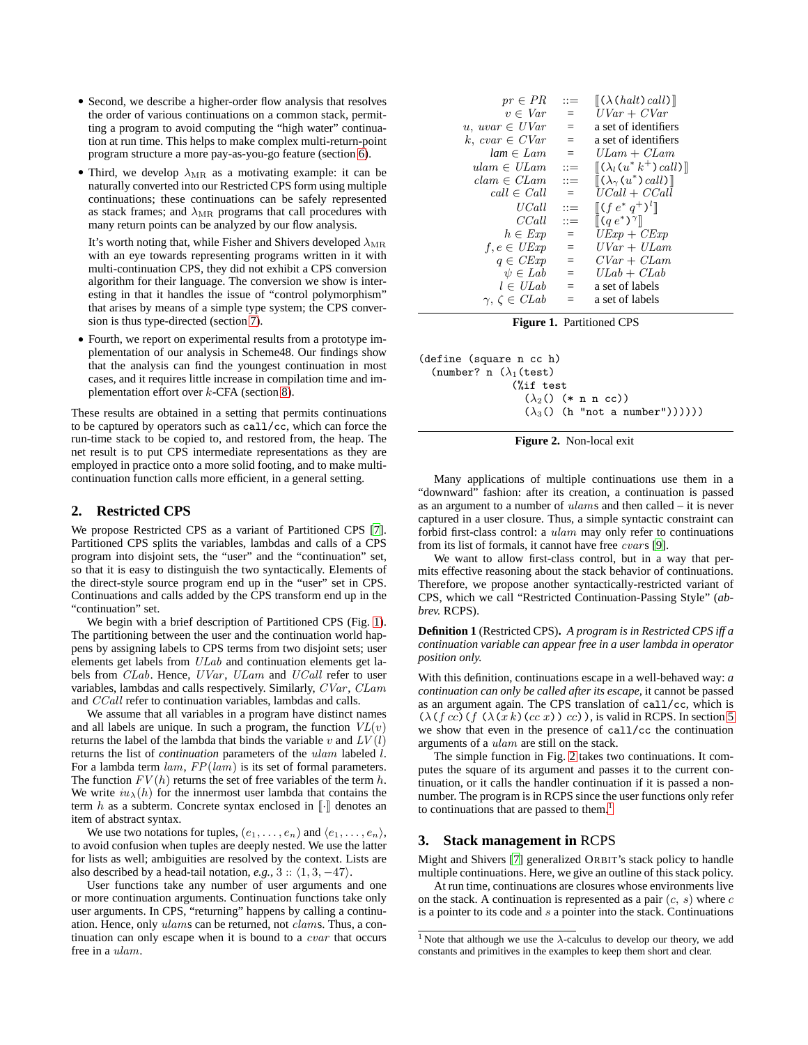- Second, we describe a higher-order flow analysis that resolves the order of various continuations on a common stack, permitting a program to avoid computing the "high water" continuation at run time. This helps to make complex multi-return-point program structure a more pay-as-you-go feature (section 6).
- Third, we develop $\lambda_{\mathrm{MR}}$ as a motivating example: it can be naturally converted into our Restricted CPS form using multiple continuations; these continuations can be safely represented as stack frames; and $\lambda_{\mathrm{MR}}$ programs that call procedures with many return points can be analyzed by our flow analysis.

  It's worth noting that, while Fisher and Shivers developed $\lambda_{\mathrm{MR}}$ with an eye towards representing programs written in it with multi-continuation CPS, they did not exhibit a CPS conversion algorithm for their language. The conversion we show is interesting in that it handles the issue of "control polymorphism" that arises by means of a simple type system; the CPS conversion is thus type-directed (section 7).
- Fourth, we report on experimental results from a prototype implementation of our analysis in Scheme48. Our findings show that the analysis can find the youngest continuation in most cases, and it requires little increase in compilation time and implementation effort over $k$-CFA (section 8).

These results are obtained in a setting that permits continuations to be captured by operators such as `call/cc`, which can force the run-time stack to be copied to, and restored from, the heap. The net result is to put CPS intermediate representations as they are employed in practice onto a more solid footing, and to make multi-continuation function calls more efficient, in a general setting.

## 2. Restricted CPS

We propose Restricted CPS as a variant of Partitioned CPS [7]. Partitioned CPS splits the variables, lambdas and calls of a CPS program into disjoint sets, the "user" and the "continuation" set, so that it is easy to distinguish the two syntactically. Elements of the direct-style source program end up in the "user" set in CPS. Continuations and calls added by the CPS transform end up in the "continuation" set.

We begin with a brief description of Partitioned CPS (Fig. 1). The partitioning between the user and the continuation world happens by assigning labels to CPS terms from two disjoint sets; user elements get labels from $ULab$ and continuation elements get labels from $CLab$. Hence, $UVar$, $ULam$ and $UCall$ refer to user variables, lambdas and calls respectively. Similarly, $CVar$, $CLam$ and $CCall$ refer to continuation variables, lambdas and calls.

We assume that all variables in a program have distinct names and all labels are unique. In such a program, the function $VL(v)$ returns the label of the lambda that binds the variable $v$ and $LV(l)$ returns the list of *continuation* parameters of the $ulam$ labeled $l$. For a lambda term $lam$, $FP(lam)$ is its set of formal parameters. The function $FV(h)$ returns the set of free variables of the term $h$. We write $iu_\lambda(h)$ for the innermost user lambda that contains the term $h$ as a subterm. Concrete syntax enclosed in $[\![\cdot]\!]$ denotes an item of abstract syntax.

We use two notations for tuples, $(e_1, \ldots, e_n)$ and $\langle e_1, \ldots, e_n\rangle$, to avoid confusion when tuples are deeply nested. We use the latter for lists as well; ambiguities are resolved by the context. Lists are also described by a head-tail notation, *e.g.*, $3 :: \langle 1, 3, -47\rangle$.

User functions take any number of user arguments and one or more continuation arguments. Continuation functions take only user arguments. In CPS, "returning" happens by calling a continuation. Hence, only $ulam$s can be returned, not $clam$s. Thus, a continuation can only escape when it is bound to a $cvar$ that occurs free in a $ulam$.

$$
\begin{array}{rcl}
pr \in PR & ::= & [\![(\lambda(halt)\, call)]\!] \\
v \in Var & = & UVar + CVar \\
u,\ uvar \in UVar & = & \text{a set of identifiers} \\
k,\ cvar \in CVar & = & \text{a set of identifiers} \\
lam \in Lam & = & ULam + CLam \\
ulam \in ULam & ::= & [\![(\lambda_l\,(u^*\,k^+)\, call)]\!] \\
clam \in CLam & ::= & [\![(\lambda_\gamma\,(u^*)\, call)]\!] \\
call \in Call & = & UCall + CCall \\
UCall & ::= & [\![(f\ e^*\ q^+)^l]\!] \\
CCall & ::= & [\![(q\ e^*)^\gamma]\!] \\
h \in Exp & = & UExp + CExp \\
f, e \in UExp & = & UVar + ULam \\
q \in CExp & = & CVar + CLam \\
\psi \in Lab & = & ULab + CLab \\
l \in ULab & = & \text{a set of labels} \\
\gamma, \zeta \in CLab & = & \text{a set of labels}
\end{array}
$$

**Figure 1.** Partitioned CPS

```
(define (square n cc h)
  (number? n (λ1(test)
              (%if test
                (λ2() (* n n cc))
                (λ3() (h "not a number"))))))
```

**Figure 2.** Non-local exit

Many applications of multiple continuations use them in a "downward" fashion: after its creation, a continuation is passed as an argument to a number of $ulam$s and then called – it is never captured in a user closure. Thus, a simple syntactic constraint can forbid first-class control: an $ulam$ may only refer to continuations from its list of formals, it cannot have free $cvar$s [9].

We want to allow first-class control, but in a way that permits effective reasoning about the stack behavior of continuations. Therefore, we propose another syntactically-restricted variant of CPS, which we call "Restricted Continuation-Passing Style" (*abbrev.* RCPS).

**Definition 1** (Restricted CPS)**.** *A program is in Restricted CPS iff a continuation variable can appear free in a user lambda in operator position only.*

With this definition, continuations escape in a well-behaved way: *a continuation can only be called after its escape*, it cannot be passed as an argument again. The CPS translation of `call/cc`, which is $(\lambda(f\ cc)(f\ (\lambda(x\ k)(cc\ x))\ cc))$, is valid in RCPS. In section 5 we show that even in the presence of `call/cc` the continuation arguments of a $ulam$ are still on the stack.

The simple function in Fig. 2 takes two continuations. It computes the square of its argument and passes it to the current continuation, or it calls the handler continuation if it is passed a non-number. The program is in RCPS since the user functions only refer to continuations that are passed to them.[1]

## 3. Stack management in RCPS

Might and Shivers [7] generalized ORBIT's stack policy to handle multiple continuations. Here, we give an outline of this stack policy.

At run time, continuations are closures whose environments live on the stack. A continuation is represented as a pair $(c,\ s)$ where $c$ is a pointer to its code and $s$ a pointer into the stack. Continuations

[1] Note that although we use the λ-calculus to develop our theory, we add constants and primitives in the examples to keep them short and clear.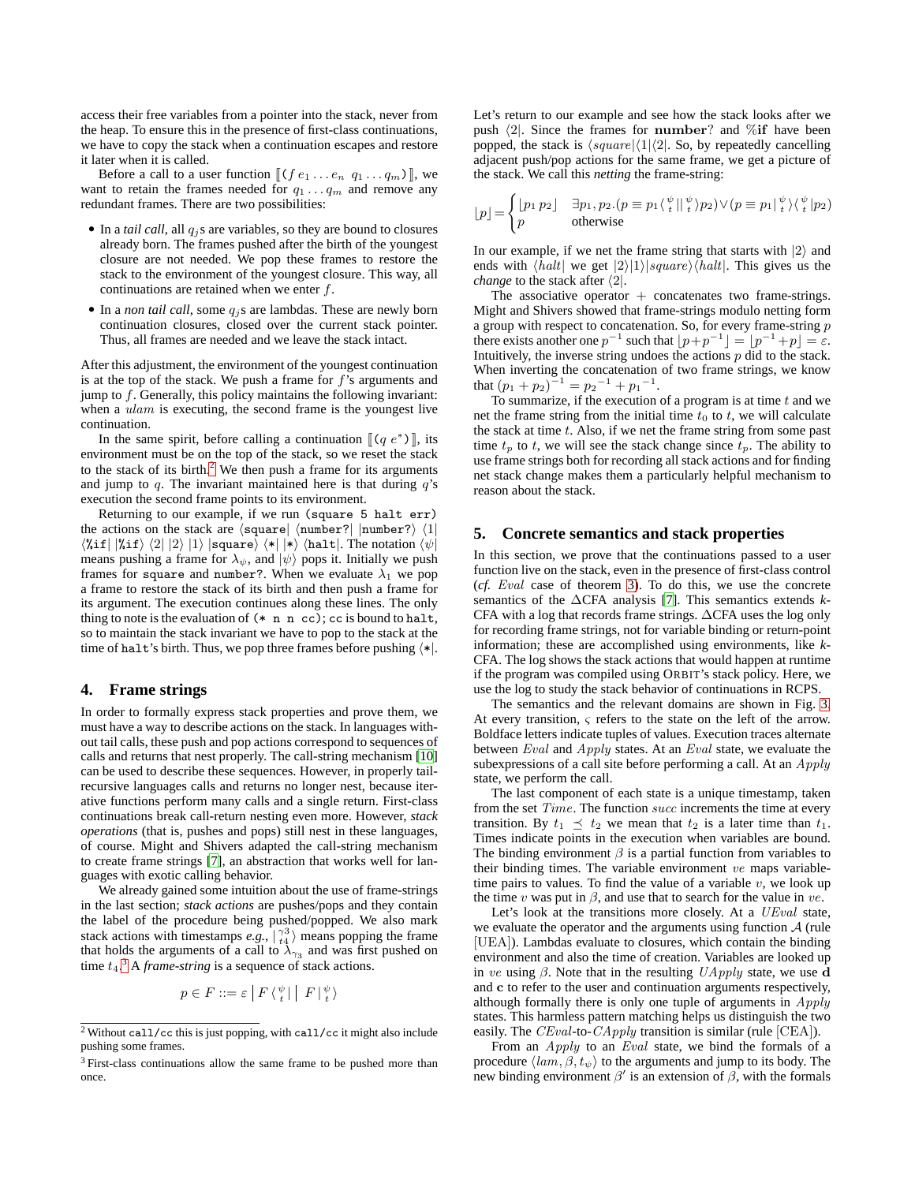access their free variables from a pointer into the stack, never from the heap. To ensure this in the presence of first-class continuations, we have to copy the stack when a continuation escapes and restore it later when it is called.

Before a call to a user function $[\![(f\, e_1 \dots e_n\;\; q_1 \dots q_m)]\!]$, we want to retain the frames needed for $q_1 \dots q_m$ and remove any redundant frames. There are two possibilities:

- In a *tail call*, all $q_j$s are variables, so they are bound to closures already born. The frames pushed after the birth of the youngest closure are not needed. We pop these frames to restore the stack to the environment of the youngest closure. This way, all continuations are retained when we enter $f$.
- In a *non tail call*, some $q_j$s are lambdas. These are newly born continuation closures, closed over the current stack pointer. Thus, all frames are needed and we leave the stack intact.

After this adjustment, the environment of the youngest continuation is at the top of the stack. We push a frame for $f$'s arguments and jump to $f$. Generally, this policy maintains the following invariant: when a $ulam$ is executing, the second frame is the youngest live continuation.

In the same spirit, before calling a continuation $[\![(q\; e^*)]\!]$, its environment must be on the top of the stack, so we reset the stack to the stack of its birth.[2] We then push a frame for its arguments and jump to $q$. The invariant maintained here is that during $q$'s execution the second frame points to its environment.

Returning to our example, if we run `(square 5 halt err)` the actions on the stack are $\langle$`square`$|$ $\langle$`number?`$|$ $|$`number?`$\rangle$ $\langle 1|$ $\langle$`%if`$|$ $|$`%if`$\rangle$ $\langle 2|$ $|2\rangle$ $|1\rangle$ $|$`square`$\rangle$ $\langle *|$ $|*\rangle$ $\langle$`halt`$|$. The notation $\langle\psi|$ means pushing a frame for $\lambda_\psi$, and $|\psi\rangle$ pops it. Initially we push frames for `square` and `number?`. When we evaluate $\lambda_1$ we pop a frame to restore the stack of its birth and then push a frame for its argument. The execution continues along these lines. The only thing to note is the evaluation of `(* n n cc)`; `cc` is bound to `halt`, so to maintain the stack invariant we have to pop to the stack at the time of `halt`'s birth. Thus, we pop three frames before pushing $\langle *|$.

## 4. Frame strings

In order to formally express stack properties and prove them, we must have a way to describe actions on the stack. In languages without tail calls, these push and pop actions correspond to sequences of calls and returns that nest properly. The call-string mechanism [10] can be used to describe these sequences. However, in properly tail-recursive languages calls and returns no longer nest, because iterative functions perform many calls and a single return. First-class continuations break call-return nesting even more. However, *stack operations* (that is, pushes and pops) still nest in these languages, of course. Might and Shivers adapted the call-string mechanism to create frame strings [7], an abstraction that works well for languages with exotic calling behavior.

We already gained some intuition about the use of frame-strings in the last section; *stack actions* are pushes/pops and they contain the label of the procedure being pushed/popped. We also mark stack actions with timestamps *e.g.*, $|{}^{\gamma_3}_{t_4}\rangle$ means popping the frame that holds the arguments of a call to $\lambda_{\gamma_3}$ and was first pushed on time $t_4$.[3] A *frame-string* is a sequence of stack actions.

$$p \in F ::= \varepsilon \mid F\,\langle{}^{\psi}_{t}| \mid F\,|{}^{\psi}_{t}\rangle$$

[2] Without `call/cc` this is just popping, with `call/cc` it might also include pushing some frames.

[3] First-class continuations allow the same frame to be pushed more than once.

Let's return to our example and see how the stack looks after we push $\langle 2|$. Since the frames for **number**? and %**if** have been popped, the stack is $\langle square|\langle 1|\langle 2|$. So, by repeatedly cancelling adjacent push/pop actions for the same frame, we get a picture of the stack. We call this *netting* the frame-string:

$$\lfloor p \rfloor = \begin{cases} \lfloor p_1\, p_2 \rfloor & \exists p_1, p_2.(p \equiv p_1 \langle{}^{\psi}_{t}||{}^{\psi}_{t}\rangle p_2) \vee (p \equiv p_1 |{}^{\psi}_{t}\rangle\langle{}^{\psi}_{t}| p_2) \\ p & \text{otherwise} \end{cases}$$

In our example, if we net the frame string that starts with $|2\rangle$ and ends with $\langle halt|$ we get $|2\rangle|1\rangle|square\rangle\langle halt|$. This gives us the *change* to the stack after $\langle 2|$.

The associative operator $+$ concatenates two frame-strings. Might and Shivers showed that frame-strings modulo netting form a group with respect to concatenation. So, for every frame-string $p$ there exists another one $p^{-1}$ such that $\lfloor p+p^{-1} \rfloor = \lfloor p^{-1}+p \rfloor = \varepsilon$. Intuitively, the inverse string undoes the actions $p$ did to the stack. When inverting the concatenation of two frame strings, we know that $(p_1 + p_2)^{-1} = p_2{}^{-1} + p_1{}^{-1}$.

To summarize, if the execution of a program is at time $t$ and we net the frame string from the initial time $t_0$ to $t$, we will calculate the stack at time $t$. Also, if we net the frame string from some past time $t_p$ to $t$, we will see the stack change since $t_p$. The ability to use frame strings both for recording all stack actions and for finding net stack change makes them a particularly helpful mechanism to reason about the stack.

## 5. Concrete semantics and stack properties

In this section, we prove that the continuations passed to a user function live on the stack, even in the presence of first-class control (*cf.* $Eval$ case of theorem 3). To do this, we use the concrete semantics of the $\Delta$CFA analysis [7]. This semantics extends $k$-CFA with a log that records frame strings. $\Delta$CFA uses the log only for recording frame strings, not for variable binding or return-point information; these are accomplished using environments, like $k$-CFA. The log shows the stack actions that would happen at runtime if the program was compiled using ORBIT's stack policy. Here, we use the log to study the stack behavior of continuations in RCPS.

The semantics and the relevant domains are shown in Fig. 3. At every transition, $\varsigma$ refers to the state on the left of the arrow. Boldface letters indicate tuples of values. Execution traces alternate between $Eval$ and $Apply$ states. At an $Eval$ state, we evaluate the subexpressions of a call site before performing a call. At an $Apply$ state, we perform the call.

The last component of each state is a unique timestamp, taken from the set $Time$. The function $succ$ increments the time at every transition. By $t_1 \preceq t_2$ we mean that $t_2$ is a later time than $t_1$. Times indicate points in the execution when variables are bound. The binding environment $\beta$ is a partial function from variables to their binding times. The variable environment $ve$ maps variable-time pairs to values. To find the value of a variable $v$, we look up the time $v$ was put in $\beta$, and use that to search for the value in $ve$.

Let's look at the transitions more closely. At a $UEval$ state, we evaluate the operator and the arguments using function $\mathcal{A}$ (rule [UEA]). Lambdas evaluate to closures, which contain the binding environment and also the time of creation. Variables are looked up in $ve$ using $\beta$. Note that in the resulting $UApply$ state, we use $\mathbf{d}$ and $\mathbf{c}$ to refer to the user and continuation arguments respectively, although formally there is only one tuple of arguments in $Apply$ states. This harmless pattern matching helps us distinguish the two easily. The $CEval$-to-$CApply$ transition is similar (rule [CEA]).

From an $Apply$ to an $Eval$ state, we bind the formals of a procedure $\langle lam, \beta, t_\psi \rangle$ to the arguments and jump to its body. The new binding environment $\beta'$ is an extension of $\beta$, with the formals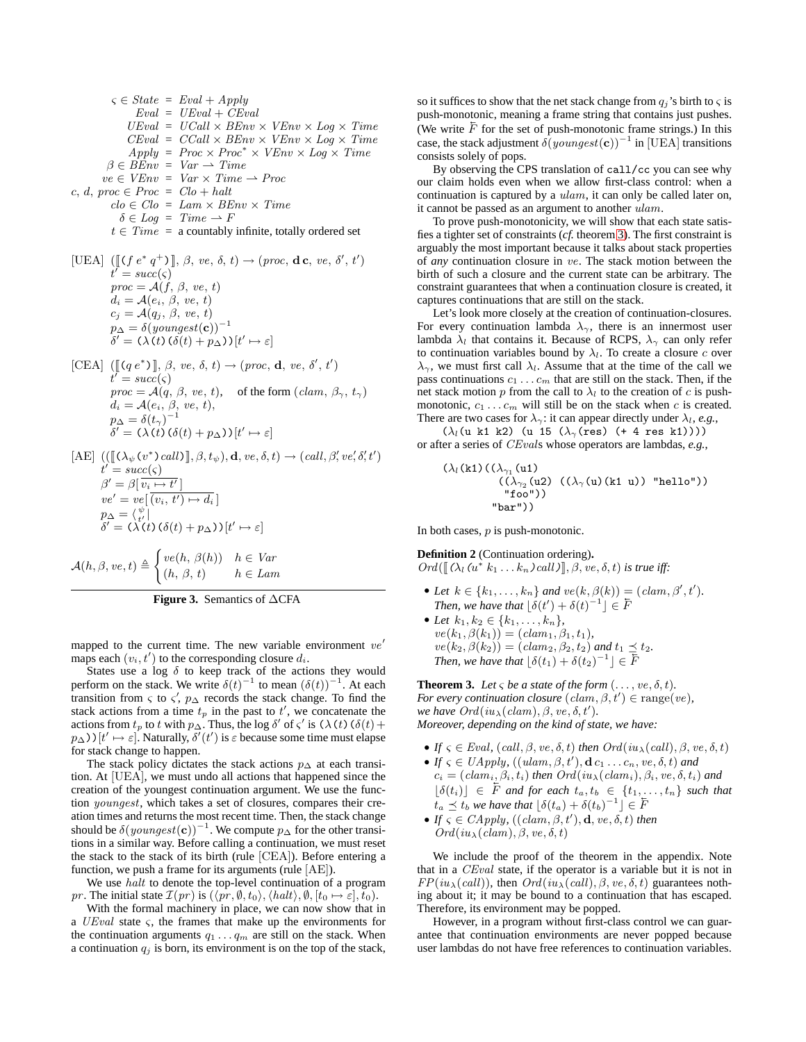$$
\begin{aligned}
\varsigma \in State &= Eval + Apply \\
Eval &= UEval + CEval \\
UEval &= UCall \times BEnv \times VEnv \times Log \times Time \\
CEval &= CCall \times BEnv \times VEnv \times Log \times Time \\
Apply &= Proc \times Proc^* \times VEnv \times Log \times Time \\
\beta \in BEnv &= Var \rightharpoonup Time \\
ve \in VEnv &= Var \times Time \rightharpoonup Proc \\
c,\, d,\, proc \in Proc &= Clo + halt \\
clo \in Clo &= Lam \times BEnv \times Time \\
\delta \in Log &= Time \rightharpoonup F \\
t \in Time &= \text{a countably infinite, totally ordered set}
\end{aligned}
$$

$$
\begin{aligned}
&[\text{UEA}]\ \ ([\![ \texttt{(}f\ e^*\ q^+\texttt{)} ]\!],\ \beta,\ ve,\ \delta,\ t) \to (proc,\ \mathbf{d}\,\mathbf{c},\ ve,\ \delta',\ t') \\
&\quad t' = succ(\varsigma) \\
&\quad proc = \mathcal{A}(f,\ \beta,\ ve,\ t) \\
&\quad d_i = \mathcal{A}(e_i,\ \beta,\ ve,\ t) \\
&\quad c_j = \mathcal{A}(q_j,\ \beta,\ ve,\ t) \\
&\quad p_\Delta = \delta(youngest(\mathbf{c}))^{-1} \\
&\quad \delta' = \texttt{(}\lambda\texttt{(}t\texttt{)}\texttt{(}\delta(t) + p_\Delta\texttt{)}\texttt{)}[t' \mapsto \varepsilon]
\end{aligned}
$$

$$
\begin{aligned}
&[\text{CEA}]\ \ ([\![ \texttt{(}q\ e^*\texttt{)} ]\!],\ \beta,\ ve,\ \delta,\ t) \to (proc,\ \mathbf{d},\ ve,\ \delta',\ t') \\
&\quad t' = succ(\varsigma) \\
&\quad proc = \mathcal{A}(q,\ \beta,\ ve,\ t), \quad \text{of the form } (clam,\ \beta_\gamma,\ t_\gamma) \\
&\quad d_i = \mathcal{A}(e_i,\ \beta,\ ve,\ t), \\
&\quad p_\Delta = \delta(t_\gamma)^{-1} \\
&\quad \delta' = \texttt{(}\lambda\texttt{(}t\texttt{)}\texttt{(}\delta(t) + p_\Delta\texttt{)}\texttt{)}[t' \mapsto \varepsilon]
\end{aligned}
$$

$$
\begin{aligned}
&[\text{AE}]\ \ (([\![ \texttt{(}\lambda_\psi\texttt{(}v^*\texttt{)}\,call\texttt{)} ]\!], \beta, t_\psi), \mathbf{d}, ve, \delta, t) \to (call, \beta', ve', \delta', t') \\
&\quad t' = succ(\varsigma) \\
&\quad \beta' = \beta[\,\overline{v_i \mapsto t'}\,] \\
&\quad ve' = ve[\,\overline{(v_i,\ t') \mapsto d_i}\,] \\
&\quad p_\Delta = \langle^{\psi}_{t'}| \\
&\quad \delta' = \texttt{(}\lambda\texttt{(}t\texttt{)}\texttt{(}\delta(t) + p_\Delta\texttt{)}\texttt{)}[t' \mapsto \varepsilon]
\end{aligned}
$$

$$
\mathcal{A}(h, \beta, ve, t) \triangleq \begin{cases} ve(h,\ \beta(h)) & h \in Var \\ (h,\ \beta,\ t) & h \in Lam \end{cases}
$$

**Figure 3.** Semantics of $\Delta$CFA

mapped to the current time. The new variable environment $ve'$ maps each $(v_i, t')$ to the corresponding closure $d_i$.

States use a log $\delta$ to keep track of the actions they would perform on the stack. We write $\delta(t)^{-1}$ to mean $(\delta(t))^{-1}$. At each transition from $\varsigma$ to $\varsigma'$, $p_\Delta$ records the stack change. To find the stack actions from a time $t_p$ in the past to $t'$, we concatenate the actions from $t_p$ to $t$ with $p_\Delta$. Thus, the log $\delta'$ of $\varsigma'$ is $\texttt{(}\lambda\texttt{(}t\texttt{)}\texttt{(}\delta(t) + p_\Delta\texttt{)}\texttt{)}[t' \mapsto \varepsilon]$. Naturally, $\delta'(t')$ is $\varepsilon$ because some time must elapse for stack change to happen.

The stack policy dictates the stack actions $p_\Delta$ at each transition. At [UEA], we must undo all actions that happened since the creation of the youngest continuation argument. We use the function *youngest*, which takes a set of closures, compares their creation times and returns the most recent time. Then, the stack change should be $\delta(youngest(\mathbf{c}))^{-1}$. We compute $p_\Delta$ for the other transitions in a similar way. Before calling a continuation, we must reset the stack to the stack of its birth (rule [CEA]). Before entering a function, we push a frame for its arguments (rule [AE]).

We use *halt* to denote the top-level continuation of a program *pr*. The initial state $\mathcal{I}(pr)$ is $(\langle pr, \emptyset, t_0\rangle, \langle halt\rangle, \emptyset, [t_0 \mapsto \varepsilon], t_0)$.

With the formal machinery in place, we can now show that in a *UEval* state $\varsigma$, the frames that make up the environments for the continuation arguments $q_1 \ldots q_m$ are still on the stack. When a continuation $q_j$ is born, its environment is on the top of the stack, so it suffices to show that the net stack change from $q_j$'s birth to $\varsigma$ is push-monotonic, meaning a frame string that contains just pushes. (We write $\overrightarrow{F}$ for the set of push-monotonic frame strings.) In this case, the stack adjustment $\delta(youngest(\mathbf{c}))^{-1}$ in [UEA] transitions consists solely of pops.

By observing the CPS translation of `call/cc` you can see why our claim holds even when we allow first-class control: when a continuation is captured by a *ulam*, it can only be called later on, it cannot be passed as an argument to another *ulam*.

To prove push-monotonicity, we will show that each state satisfies a tighter set of constraints (*cf.* theorem 3). The first constraint is arguably the most important because it talks about stack properties of *any* continuation closure in $ve$. The stack motion between the birth of such a closure and the current state can be arbitrary. The constraint guarantees that when a continuation closure is created, it captures continuations that are still on the stack.

Let's look more closely at the creation of continuation-closures. For every continuation lambda $\lambda_\gamma$, there is an innermost user lambda $\lambda_l$ that contains it. Because of RCPS, $\lambda_\gamma$ can only refer to continuation variables bound by $\lambda_l$. To create a closure $c$ over $\lambda_\gamma$, we must first call $\lambda_l$. Assume that at the time of the call we pass continuations $c_1 \ldots c_m$ that are still on the stack. Then, if the net stack motion $p$ from the call to $\lambda_l$ to the creation of $c$ is push-monotonic, $c_1 \ldots c_m$ will still be on the stack when $c$ is created. There are two cases for $\lambda_\gamma$: it can appear directly under $\lambda_l$, *e.g.*,

```
(λl(u k1 k2) (u 15 (λγ(res) (+ 4 res k1))))
```

or after a series of *CEval*s whose operators are lambdas, *e.g.*,

```
(λl(k1)((λγ1(u1)
          ((λγ2(u2) ((λγ(u)(k1 u)) "hello"))
           "foo"))
        "bar"))
```

In both cases, $p$ is push-monotonic.

**Definition 2** (Continuation ordering)**.**
*$Ord([\![\texttt{(}\lambda_l\,\texttt{(}u^*\ k_1 \ldots k_n\texttt{)}\,call\texttt{)}]\!], \beta, ve, \delta, t)$ is true iff:*

- *Let $k \in \{k_1, \ldots, k_n\}$ and $ve(k, \beta(k)) = (clam, \beta', t')$. Then, we have that $\lfloor \delta(t') + \delta(t)^{-1} \rfloor \in \overrightarrow{F}$*
- *Let $k_1, k_2 \in \{k_1, \ldots, k_n\}$, $ve(k_1, \beta(k_1)) = (clam_1, \beta_1, t_1)$, $ve(k_2, \beta(k_2)) = (clam_2, \beta_2, t_2)$ and $t_1 \preceq t_2$. Then, we have that $\lfloor \delta(t_1) + \delta(t_2)^{-1} \rfloor \in \overrightarrow{F}$*

**Theorem 3.** *Let $\varsigma$ be a state of the form $(\ldots, ve, \delta, t)$. For every continuation closure $(clam, \beta, t') \in \mathrm{range}(ve)$, we have $Ord(iu_\lambda(clam), \beta, ve, \delta, t')$. Moreover, depending on the kind of state, we have:*

- *If $\varsigma \in Eval$, $(call, \beta, ve, \delta, t)$ then $Ord(iu_\lambda(call), \beta, ve, \delta, t)$*
- *If $\varsigma \in UApply$, $((ulam, \beta, t'), \mathbf{d}\, c_1 \ldots c_n, ve, \delta, t)$ and $c_i = (clam_i, \beta_i, t_i)$ then $Ord(iu_\lambda(clam_i), \beta_i, ve, \delta, t_i)$ and $\lfloor \delta(t_i) \rfloor \in \overrightarrow{F}$ and for each $t_a, t_b \in \{t_1, \ldots, t_n\}$ such that $t_a \preceq t_b$ we have that $\lfloor \delta(t_a) + \delta(t_b)^{-1} \rfloor \in \overrightarrow{F}$*
- *If $\varsigma \in CApply$, $((clam, \beta, t'), \mathbf{d}, ve, \delta, t)$ then $Ord(iu_\lambda(clam), \beta, ve, \delta, t)$*

We include the proof of the theorem in the appendix. Note that in a *CEval* state, if the operator is a variable but it is not in $FP(iu_\lambda(call))$, then $Ord(iu_\lambda(call), \beta, ve, \delta, t)$ guarantees nothing about it; it may be bound to a continuation that has escaped. Therefore, its environment may be popped.

However, in a program without first-class control we can guarantee that continuation environments are never popped because user lambdas do not have free references to continuation variables.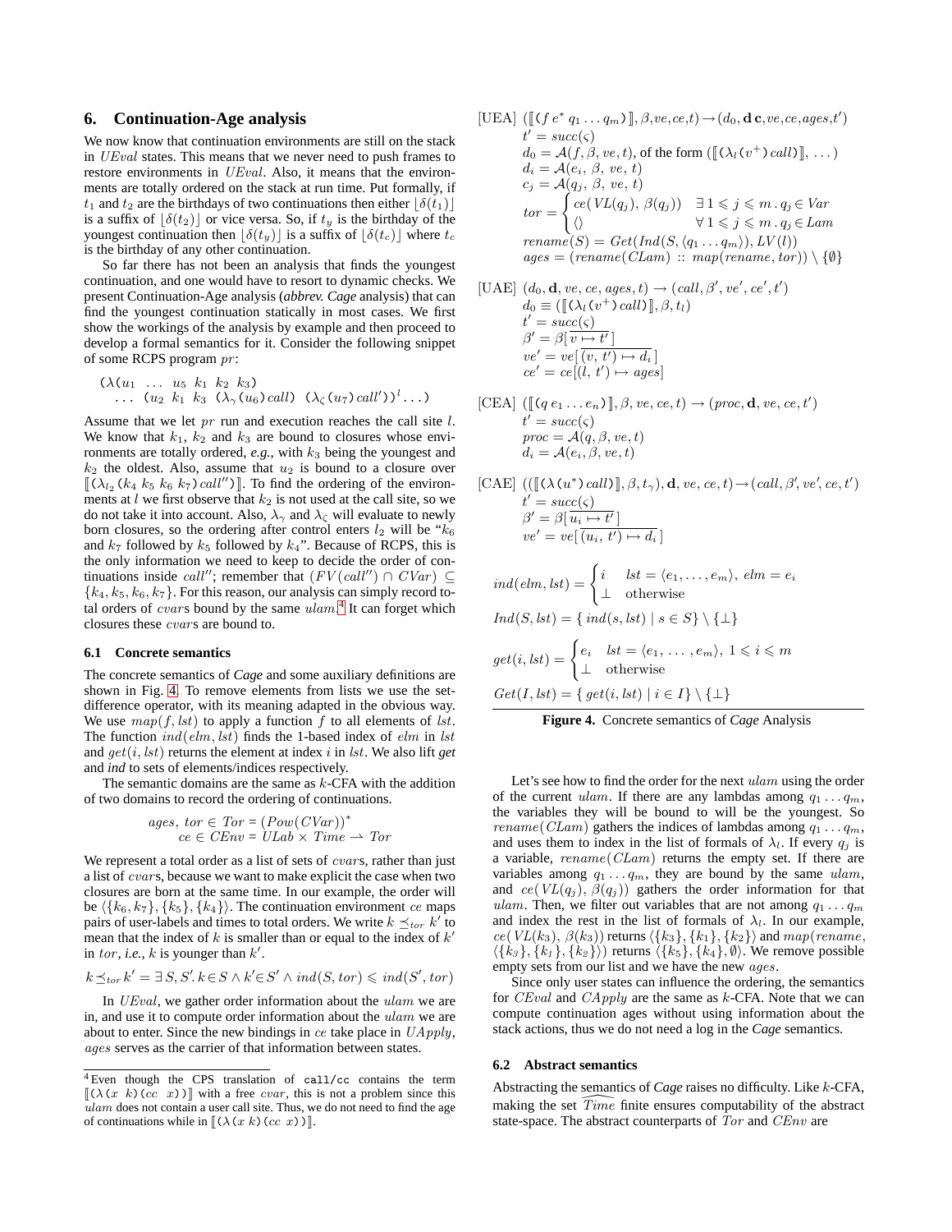## 6. Continuation-Age analysis

We now know that continuation environments are still on the stack in $UEval$ states. This means that we never need to push frames to restore environments in $UEval$. Also, it means that the environments are totally ordered on the stack at run time. Put formally, if $t_1$ and $t_2$ are the birthdays of two continuations then either $\lfloor\delta(t_1)\rfloor$ is a suffix of $\lfloor\delta(t_2)\rfloor$ or vice versa. So, if $t_y$ is the birthday of the youngest continuation then $\lfloor\delta(t_y)\rfloor$ is a suffix of $\lfloor\delta(t_c)\rfloor$ where $t_c$ is the birthday of any other continuation.

So far there has not been an analysis that finds the youngest continuation, and one would have to resort to dynamic checks. We present Continuation-Age analysis (*abbrev. Cage* analysis) that can find the youngest continuation statically in most cases. We first show the workings of the analysis by example and then proceed to develop a formal semantics for it. Consider the following snippet of some RCPS program $pr$:

```
(λ(u1  ...  u5  k1  k2  k3)
   ... (u2  k1  k3  (λγ(u6) call)  (λζ(u7) call'))^l ...)
```

Assume that we let $pr$ run and execution reaches the call site $l$. We know that $k_1$, $k_2$ and $k_3$ are bound to closures whose environments are totally ordered, *e.g.*, with $k_3$ being the youngest and $k_2$ the oldest. Also, assume that $u_2$ is bound to a closure over $[\![(\lambda_{l_2}(k_4\ k_5\ k_6\ k_7)\,call'')]\!]$. To find the ordering of the environments at $l$ we first observe that $k_2$ is not used at the call site, so we do not take it into account. Also, $\lambda_\gamma$ and $\lambda_\zeta$ will evaluate to newly born closures, so the ordering after control enters $l_2$ will be "$k_6$ and $k_7$ followed by $k_5$ followed by $k_4$". Because of RCPS, this is the only information we need to keep to decide the order of continuations inside $call''$; remember that $(FV(call'') \cap CVar) \subseteq \{k_4, k_5, k_6, k_7\}$. For this reason, our analysis can simply record total orders of $cvar$s bound by the same $ulam$.[4] It can forget which closures these $cvar$s are bound to.

### 6.1 Concrete semantics

The concrete semantics of *Cage* and some auxiliary definitions are shown in Fig. 4. To remove elements from lists we use the set-difference operator, with its meaning adapted in the obvious way. We use $map(f, lst)$ to apply a function $f$ to all elements of $lst$. The function $ind(elm, lst)$ finds the 1-based index of $elm$ in $lst$ and $get(i, lst)$ returns the element at index $i$ in $lst$. We also lift *get* and *ind* to sets of elements/indices respectively.

The semantic domains are the same as $k$-CFA with the addition of two domains to record the ordering of continuations.

$$ages,\ tor \in Tor = (Pow(CVar))^*$$
$$ce \in CEnv = ULab \times Time \rightharpoonup Tor$$

We represent a total order as a list of sets of $cvar$s, rather than just a list of $cvar$s, because we want to make explicit the case when two closures are born at the same time. In our example, the order will be $\langle\{k_6, k_7\}, \{k_5\}, \{k_4\}\rangle$. The continuation environment $ce$ maps pairs of user-labels and times to total orders. We write $k \preceq_{tor} k'$ to mean that the index of $k$ is smaller than or equal to the index of $k'$ in $tor$, *i.e.*, $k$ is younger than $k'$.

$$k \preceq_{tor} k' = \exists\, S, S'.\, k \in S \wedge k' \in S' \wedge ind(S, tor) \leqslant ind(S', tor)$$

In $UEval$, we gather order information about the $ulam$ we are in, and use it to compute order information about the $ulam$ we are about to enter. Since the new bindings in $ce$ take place in $UApply$, $ages$ serves as the carrier of that information between states.

[4] Even though the CPS translation of `call/cc` contains the term $[\![$`(λ(x k)(cc x))`$]\!]$ with a free $cvar$, this is not a problem since this $ulam$ does not contain a user call site. Thus, we do not need to find the age of continuations while in $[\![$`(λ(x k)(cc x))`$]\!]$.

[UEA] $([\![(f\ e^*\ q_1 \ldots q_m)]\!], \beta, ve, ce, t) \to (d_0, \mathbf{d}\,\mathbf{c}, ve, ce, ages, t')$
$$t' = succ(\varsigma)$$
$$d_0 = \mathcal{A}(f, \beta, ve, t),\ \text{of the form } ([\![(\lambda_l(v^+)\,call)]\!], \ldots)$$
$$d_i = \mathcal{A}(e_i, \beta, ve, t)$$
$$c_j = \mathcal{A}(q_j, \beta, ve, t)$$
$$tor = \begin{cases} ce(VL(q_j), \beta(q_j)) & \exists\, 1 \leqslant j \leqslant m\,.\, q_j \in Var \\ \langle\rangle & \forall\, 1 \leqslant j \leqslant m\,.\, q_j \in Lam \end{cases}$$
$$rename(S) = Get(Ind(S, \langle q_1 \ldots q_m\rangle), LV(l))$$
$$ages = (rename(CLam) :: map(rename, tor)) \setminus \{\emptyset\}$$

[UAE] $(d_0, \mathbf{d}, ve, ce, ages, t) \to (call, \beta', ve', ce', t')$
$$d_0 \equiv ([\![(\lambda_l(v^+)\,call)]\!], \beta, t_l)$$
$$t' = succ(\varsigma)$$
$$\beta' = \beta[\,\overline{v \mapsto t'}\,]$$
$$ve' = ve[\,\overline{(v, t') \mapsto d_i}\,]$$
$$ce' = ce[(l, t') \mapsto ages]$$

[CEA] $([\![(q\ e_1 \ldots e_n)]\!], \beta, ve, ce, t) \to (proc, \mathbf{d}, ve, ce, t')$
$$t' = succ(\varsigma)$$
$$proc = \mathcal{A}(q, \beta, ve, t)$$
$$d_i = \mathcal{A}(e_i, \beta, ve, t)$$

[CAE] $(([\![(\lambda(u^*)\,call)]\!], \beta, t_\gamma), \mathbf{d}, ve, ce, t) \to (call, \beta', ve', ce, t')$
$$t' = succ(\varsigma)$$
$$\beta' = \beta[\,\overline{u_i \mapsto t'}\,]$$
$$ve' = ve[\,\overline{(u_i, t') \mapsto d_i}\,]$$

$$ind(elm, lst) = \begin{cases} i & lst = \langle e_1, \ldots, e_m\rangle,\ elm = e_i \\ \bot & \text{otherwise} \end{cases}$$

$$Ind(S, lst) = \{\, ind(s, lst) \mid s \in S\,\} \setminus \{\bot\}$$

$$get(i, lst) = \begin{cases} e_i & lst = \langle e_1, \ldots, e_m\rangle,\ 1 \leqslant i \leqslant m \\ \bot & \text{otherwise} \end{cases}$$

$$Get(I, lst) = \{\, get(i, lst) \mid i \in I\,\} \setminus \{\bot\}$$

**Figure 4.** Concrete semantics of *Cage* Analysis

Let's see how to find the order for the next $ulam$ using the order of the current $ulam$. If there are any lambdas among $q_1 \ldots q_m$, the variables they will be bound to will be the youngest. So $rename(CLam)$ gathers the indices of lambdas among $q_1 \ldots q_m$, and uses them to index in the list of formals of $\lambda_l$. If every $q_j$ is a variable, $rename(CLam)$ returns the empty set. If there are variables among $q_1 \ldots q_m$, they are bound by the same $ulam$, and $ce(VL(q_j), \beta(q_j))$ gathers the order information for that $ulam$. Then, we filter out variables that are not among $q_1 \ldots q_m$ and index the rest in the list of formals of $\lambda_l$. In our example, $ce(VL(k_3), \beta(k_3))$ returns $\langle\{k_3\}, \{k_1\}, \{k_2\}\rangle$ and $map(rename, \langle\{k_3\}, \{k_1\}, \{k_2\}\rangle)$ returns $\langle\{k_5\}, \{k_4\}, \emptyset\rangle$. We remove possible empty sets from our list and we have the new $ages$.

Since only user states can influence the ordering, the semantics for $CEval$ and $CApply$ are the same as $k$-CFA. Note that we can compute continuation ages without using information about the stack actions, thus we do not need a log in the *Cage* semantics.

### 6.2 Abstract semantics

Abstracting the semantics of *Cage* raises no difficulty. Like $k$-CFA, making the set $\widehat{Time}$ finite ensures computability of the abstract state-space. The abstract counterparts of $Tor$ and $CEnv$ are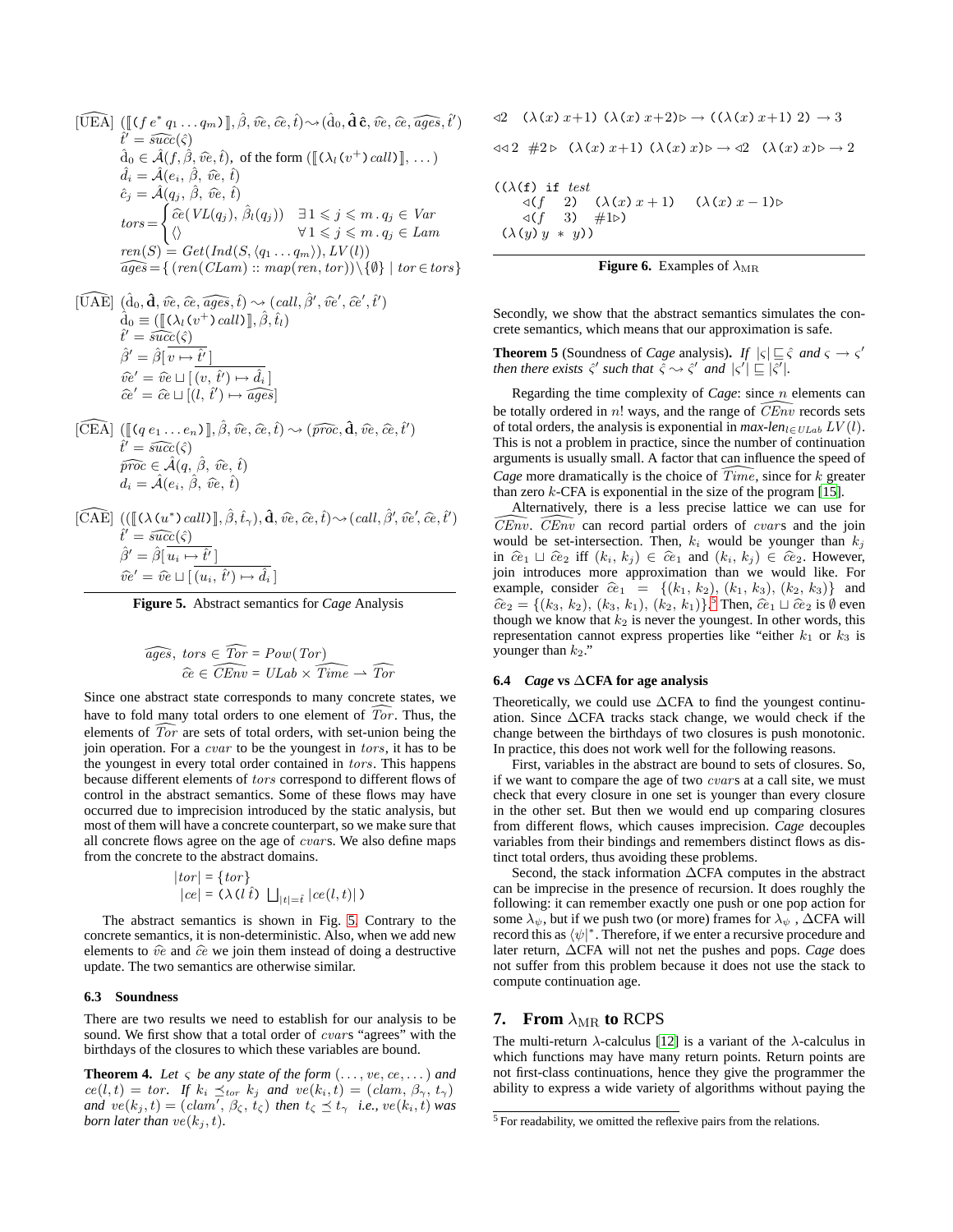$$[\widehat{\text{UEA}}]\ (\llbracket (f\, e^*\, q_1 \ldots q_m) \rrbracket, \hat{\beta}, \widehat{ve}, \widehat{ce}, \hat{t}) \rightsquigarrow (\hat{\mathrm{d}}_0, \hat{\mathbf{d}}\, \hat{\mathbf{c}}, \widehat{ve}, \widehat{ce}, \widehat{ages}, \hat{t}')$$

$$\begin{aligned}
&\hat{t}' = \widehat{succ}(\hat{\varsigma}) \\
&\hat{\mathrm{d}}_0 \in \hat{\mathcal{A}}(f, \hat{\beta}, \widehat{ve}, \hat{t}),\ \text{of the form } (\llbracket (\lambda_l\,(v^+)\,call) \rrbracket, \ldots) \\
&\hat{d}_i = \hat{\mathcal{A}}(e_i, \hat{\beta}, \widehat{ve}, \hat{t}) \\
&\hat{c}_j = \hat{\mathcal{A}}(q_j, \hat{\beta}, \widehat{ve}, \hat{t}) \\
&tors = \begin{cases} \widehat{ce}(VL(q_j), \hat{\beta}_l(q_j)) & \exists\, 1 \leqslant j \leqslant m \,.\, q_j \in Var \\ \langle\rangle & \forall\, 1 \leqslant j \leqslant m \,.\, q_j \in Lam \end{cases} \\
&ren(S) = Get(Ind(S, \langle q_1 \ldots q_m \rangle), LV(l)) \\
&\widehat{ages} = \{\, (ren(CLam) :: map(ren, tor)) \setminus \{\emptyset\} \mid tor \in tors \}
\end{aligned}$$

$$[\widehat{\text{UAE}}]\ (\hat{\mathrm{d}}_0, \hat{\mathbf{d}}, \widehat{ve}, \widehat{ce}, \widehat{ages}, \hat{t}) \rightsquigarrow (call, \hat{\beta}', \widehat{ve}', \widehat{ce}', \hat{t}')$$

$$\begin{aligned}
&\hat{\mathrm{d}}_0 \equiv (\llbracket (\lambda_l\,(v^+)\,call) \rrbracket, \hat{\beta}, \hat{t}_l) \\
&\hat{t}' = \widehat{succ}(\hat{\varsigma}) \\
&\hat{\beta}' = \hat{\beta}[\,\overline{v \mapsto \hat{t}'}\,] \\
&\widehat{ve}' = \widehat{ve} \sqcup [\,\overline{(v, \hat{t}') \mapsto \hat{d}_i}\,] \\
&\widehat{ce}' = \widehat{ce} \sqcup [(l, \hat{t}') \mapsto \widehat{ages}]
\end{aligned}$$

$$[\widehat{\text{CEA}}]\ (\llbracket (q\, e_1 \ldots e_n) \rrbracket, \hat{\beta}, \widehat{ve}, \widehat{ce}, \hat{t}) \rightsquigarrow (\widehat{proc}, \hat{\mathbf{d}}, \widehat{ve}, \widehat{ce}, \hat{t}')$$

$$\begin{aligned}
&\hat{t}' = \widehat{succ}(\hat{\varsigma}) \\
&\widehat{proc} \in \hat{\mathcal{A}}(q, \hat{\beta}, \widehat{ve}, \hat{t}) \\
&d_i = \hat{\mathcal{A}}(e_i, \hat{\beta}, \widehat{ve}, \hat{t})
\end{aligned}$$

$$[\widehat{\text{CAE}}]\ ((\llbracket (\lambda\,(u^*)\,call) \rrbracket, \hat{\beta}, \hat{t}_\gamma), \hat{\mathbf{d}}, \widehat{ve}, \widehat{ce}, \hat{t}) \rightsquigarrow (call, \hat{\beta}', \widehat{ve}', \widehat{ce}, \hat{t}')$$

$$\begin{aligned}
&\hat{t}' = \widehat{succ}(\hat{\varsigma}) \\
&\hat{\beta}' = \hat{\beta}[\,\overline{u_i \mapsto \hat{t}'}\,] \\
&\widehat{ve}' = \widehat{ve} \sqcup [\,\overline{(u_i, \hat{t}') \mapsto \hat{d}_i}\,]
\end{aligned}$$

**Figure 5.** Abstract semantics for *Cage* Analysis

$$\widehat{ages},\ tors \in \widehat{Tor} = Pow(Tor)$$
$$\widehat{ce} \in \widehat{CEnv} = ULab \times \widehat{Time} \rightharpoonup \widehat{Tor}$$

Since one abstract state corresponds to many concrete states, we have to fold many total orders to one element of $\widehat{Tor}$. Thus, the elements of $\widehat{Tor}$ are sets of total orders, with set-union being the join operation. For a $cvar$ to be the youngest in $tors$, it has to be the youngest in every total order contained in $tors$. This happens because different elements of $tors$ correspond to different flows of control in the abstract semantics. Some of these flows may have occurred due to imprecision introduced by the static analysis, but most of them will have a concrete counterpart, so we make sure that all concrete flows agree on the age of $cvar$s. We also define maps from the concrete to the abstract domains.

$$|tor| = \{tor\}$$
$$|ce| = (\lambda\,(l\ \hat{t})\ \textstyle\bigsqcup_{|t|=\hat{t}} |ce(l,t)|\,)$$

The abstract semantics is shown in Fig. 5. Contrary to the concrete semantics, it is non-deterministic. Also, when we add new elements to $\widehat{ve}$ and $\widehat{ce}$ we join them instead of doing a destructive update. The two semantics are otherwise similar.

### 6.3 Soundness

There are two results we need to establish for our analysis to be sound. We first show that a total order of $cvar$s "agrees" with the birthdays of the closures to which these variables are bound.

**Theorem 4.** *Let $\varsigma$ be any state of the form $(\ldots, ve, ce, \ldots)$ and $ce(l,t) = tor$. If $k_i \preceq_{tor} k_j$ and $ve(k_i, t) = (clam, \beta_\gamma, t_\gamma)$ and $ve(k_j, t) = (clam', \beta_\zeta, t_\zeta)$ then $t_\zeta \preceq t_\gamma$ i.e., $ve(k_i, t)$ was born later than $ve(k_j, t)$.*

Secondly, we show that the abstract semantics simulates the concrete semantics, which means that our approximation is safe.

**Theorem 5** (Soundness of *Cage* analysis). *If $|\varsigma| \sqsubseteq \hat{\varsigma}$ and $\varsigma \to \varsigma'$ then there exists $\hat{\varsigma}'$ such that $\hat{\varsigma} \rightsquigarrow \hat{\varsigma}'$ and $|\varsigma'| \sqsubseteq |\hat{\varsigma}'|$.*

Regarding the time complexity of *Cage*: since $n$ elements can be totally ordered in $n!$ ways, and the range of $\widehat{CEnv}$ records sets of total orders, the analysis is exponential in $\textit{max-len}_{l \in ULab}\ LV(l)$. This is not a problem in practice, since the number of continuation arguments is usually small. A factor that can influence the speed of *Cage* more dramatically is the choice of $\widehat{Time}$, since for $k$ greater than zero $k$-CFA is exponential in the size of the program [15].

Alternatively, there is a less precise lattice we can use for $\widehat{CEnv}$. $\widehat{CEnv}$ can record partial orders of $cvar$s and the join would be set-intersection. Then, $k_i$ would be younger than $k_j$ in $\widehat{ce}_1 \sqcup \widehat{ce}_2$ iff $(k_i, k_j) \in \widehat{ce}_1$ and $(k_i, k_j) \in \widehat{ce}_2$. However, join introduces more approximation than we would like. For example, consider $\widehat{ce}_1 = \{(k_1, k_2), (k_1, k_3), (k_2, k_3)\}$ and $\widehat{ce}_2 = \{(k_3, k_2), (k_3, k_1), (k_2, k_1)\}$.[5] Then, $\widehat{ce}_1 \sqcup \widehat{ce}_2$ is $\emptyset$ even though we know that $k_2$ is never the youngest. In other words, this representation cannot express properties like "either $k_1$ or $k_3$ is younger than $k_2$."

### 6.4 *Cage* vs ΔCFA for age analysis

Theoretically, we could use ΔCFA to find the youngest continuation. Since ΔCFA tracks stack change, we would check if the change between the birthdays of two closures is push monotonic. In practice, this does not work well for the following reasons.

First, variables in the abstract are bound to sets of closures. So, if we want to compare the age of two $cvar$s at a call site, we must check that every closure in one set is younger than every closure in the other set. But then we would end up comparing closures from different flows, which causes imprecision. *Cage* decouples variables from their bindings and remembers distinct flows as distinct total orders, thus avoiding these problems.

Second, the stack information ΔCFA computes in the abstract can be imprecise in the presence of recursion. It does roughly the following: it can remember exactly one push or one pop action for some $\lambda_\psi$, but if we push two (or more) frames for $\lambda_\psi$, ΔCFA will record this as $\langle \psi|^*$. Therefore, if we enter a recursive procedure and later return, ΔCFA will not net the pushes and pops. *Cage* does not suffer from this problem because it does not use the stack to compute continuation age.

```
◁2  (λ(x) x+1) (λ(x) x+2)▷ → ((λ(x) x+1) 2) → 3

◁◁2  #2▷  (λ(x) x+1) (λ(x) x)▷ → ◁2  (λ(x) x)▷ → 2

((λ(f) if test
       ◁(f   2)   (λ(x) x + 1)    (λ(x) x − 1)▷
       ◁(f   3)   #1▷)
 (λ(y) y * y))
```

**Figure 6.** Examples of $\lambda_{\text{MR}}$

## 7. From $\lambda_{\text{MR}}$ to RCPS

The multi-return λ-calculus [12] is a variant of the λ-calculus in which functions may have many return points. Return points are not first-class continuations, hence they give the programmer the ability to express a wide variety of algorithms without paying the

[5] For readability, we omitted the reflexive pairs from the relations.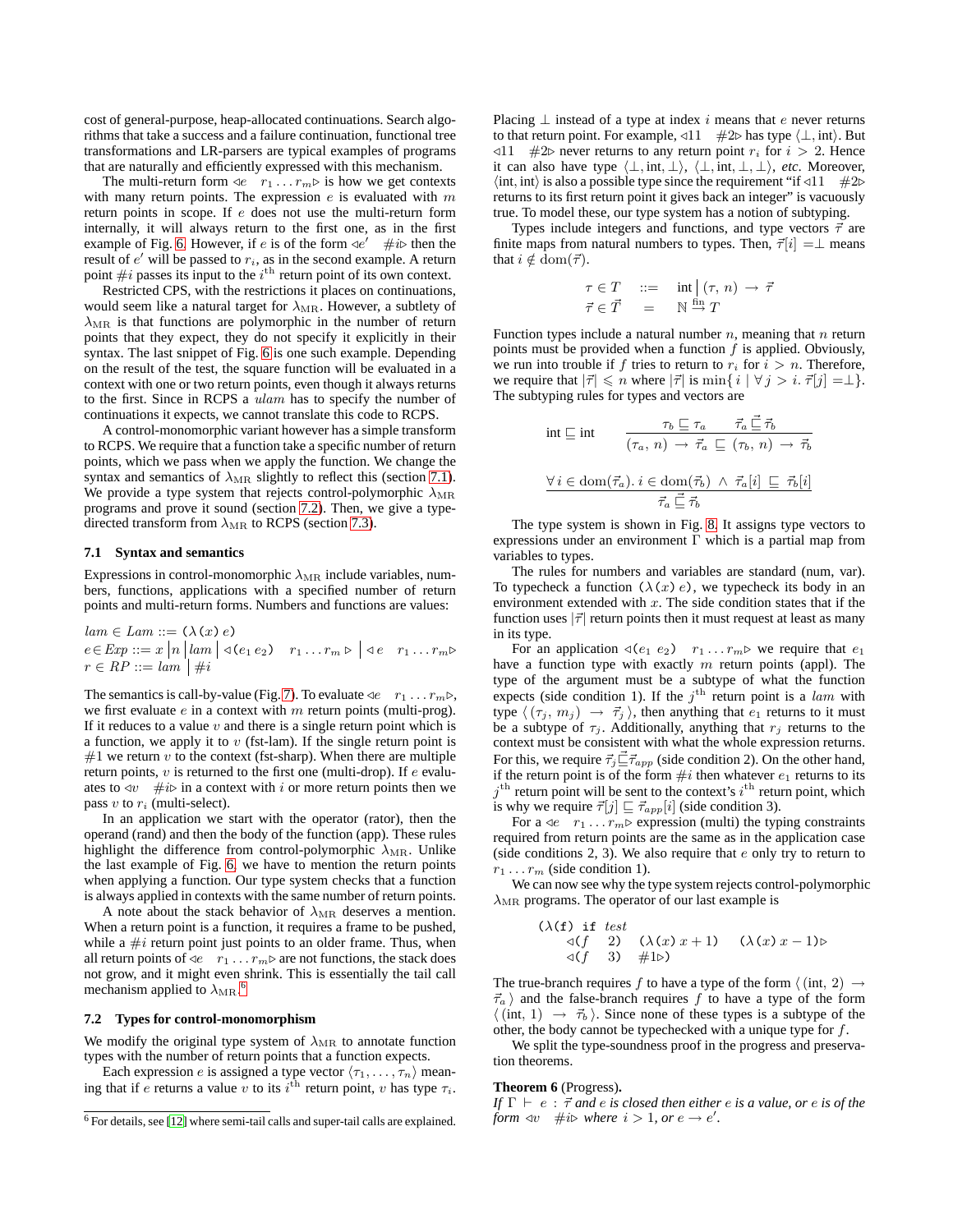cost of general-purpose, heap-allocated continuations. Search algorithms that take a success and a failure continuation, functional tree transformations and LR-parsers are typical examples of programs that are naturally and efficiently expressed with this mechanism.

The multi-return form $\lhd e \quad r_1 \ldots r_m \rhd$ is how we get contexts with many return points. The expression $e$ is evaluated with $m$ return points in scope. If $e$ does not use the multi-return form internally, it will always return to the first one, as in the first example of Fig. 6. However, if $e$ is of the form $\lhd e' \quad \#i \rhd$ then the result of $e'$ will be passed to $r_i$, as in the second example. A return point $\#i$ passes its input to the $i^{\text{th}}$ return point of its own context.

Restricted CPS, with the restrictions it places on continuations, would seem like a natural target for $\lambda_{\text{MR}}$. However, a subtlety of $\lambda_{\text{MR}}$ is that functions are polymorphic in the number of return points that they expect, they do not specify it explicitly in their syntax. The last snippet of Fig. 6 is one such example. Depending on the result of the test, the square function will be evaluated in a context with one or two return points, even though it always returns to the first. Since in RCPS a *ulam* has to specify the number of continuations it expects, we cannot translate this code to RCPS.

A control-monomorphic variant however has a simple transform to RCPS. We require that a function take a specific number of return points, which we pass when we apply the function. We change the syntax and semantics of $\lambda_{\text{MR}}$ slightly to reflect this (section 7.1). We provide a type system that rejects control-polymorphic $\lambda_{\text{MR}}$ programs and prove it sound (section 7.2). Then, we give a type-directed transform from $\lambda_{\text{MR}}$ to RCPS (section 7.3).

### 7.1 Syntax and semantics

Expressions in control-monomorphic $\lambda_{\text{MR}}$ include variables, numbers, functions, applications with a specified number of return points and multi-return forms. Numbers and functions are values:

$$
\begin{aligned}
&lam \in Lam ::= (\lambda(x)\, e) \\
&e \in Exp ::= x \mid n \mid lam \mid \lhd (e_1\, e_2) \quad r_1 \ldots r_m \rhd \mid \lhd e \quad r_1 \ldots r_m \rhd \\
&r \in RP ::= lam \mid \#i
\end{aligned}
$$

The semantics is call-by-value (Fig. 7). To evaluate $\lhd e \quad r_1 \ldots r_m \rhd$, we first evaluate $e$ in a context with $m$ return points (multi-prog). If it reduces to a value $v$ and there is a single return point which is a function, we apply it to $v$ (fst-lam). If the single return point is $\#1$ we return $v$ to the context (fst-sharp). When there are multiple return points, $v$ is returned to the first one (multi-drop). If $e$ evaluates to $\lhd v \quad \#i \rhd$ in a context with $i$ or more return points then we pass $v$ to $r_i$ (multi-select).

In an application we start with the operator (rator), then the operand (rand) and then the body of the function (app). These rules highlight the difference from control-polymorphic $\lambda_{\text{MR}}$. Unlike the last example of Fig. 6, we have to mention the return points when applying a function. Our type system checks that a function is always applied in contexts with the same number of return points.

A note about the stack behavior of $\lambda_{\text{MR}}$ deserves a mention. When a return point is a function, it requires a frame to be pushed, while a $\#i$ return point just points to an older frame. Thus, when all return points of $\lhd e \quad r_1 \ldots r_m \rhd$ are not functions, the stack does not grow, and it might even shrink. This is essentially the tail call mechanism applied to $\lambda_{\text{MR}}$.[6]

[6] For details, see [12] where semi-tail calls and super-tail calls are explained.

### 7.2 Types for control-monomorphism

We modify the original type system of $\lambda_{\text{MR}}$ to annotate function types with the number of return points that a function expects.

Each expression $e$ is assigned a type vector $\langle \tau_1, \ldots, \tau_n \rangle$ meaning that if $e$ returns a value $v$ to its $i^{\text{th}}$ return point, $v$ has type $\tau_i$. Placing $\bot$ instead of a type at index $i$ means that $e$ never returns to that return point. For example, $\lhd 11 \quad \#2 \rhd$ has type $\langle \bot, \text{int} \rangle$. But $\lhd 11 \quad \#2 \rhd$ never returns to any return point $r_i$ for $i > 2$. Hence it can also have type $\langle \bot, \text{int}, \bot \rangle$, $\langle \bot, \text{int}, \bot, \bot \rangle$, *etc.* Moreover, $\langle \text{int}, \text{int} \rangle$ is also a possible type since the requirement "if $\lhd 11 \quad \#2 \rhd$ returns to its first return point it gives back an integer" is vacuously true. To model these, our type system has a notion of subtyping.

Types include integers and functions, and type vectors $\vec{\tau}$ are finite maps from natural numbers to types. Then, $\vec{\tau}[i] = \bot$ means that $i \notin \text{dom}(\vec{\tau})$.

$$
\begin{aligned}
\tau \in T \quad &::= \quad \text{int} \mid (\tau,\, n) \rightarrow \vec{\tau} \\
\vec{\tau} \in \vec{T} \quad &= \quad \mathbb{N} \overset{\text{fin}}{\rightarrow} T
\end{aligned}
$$

Function types include a natural number $n$, meaning that $n$ return points must be provided when a function $f$ is applied. Obviously, we run into trouble if $f$ tries to return to $r_i$ for $i > n$. Therefore, we require that $|\vec{\tau}| \leqslant n$ where $|\vec{\tau}|$ is $\min\{\, i \mid \forall j > i.\ \vec{\tau}[j] = \bot \}$. The subtyping rules for types and vectors are

$$
\text{int} \sqsubseteq \text{int} \qquad \frac{\tau_b \sqsubseteq \tau_a \qquad \vec{\tau}_a \,\vec{\sqsubseteq}\, \vec{\tau}_b}{(\tau_a,\, n) \rightarrow \vec{\tau}_a \sqsubseteq (\tau_b,\, n) \rightarrow \vec{\tau}_b}
$$

$$
\frac{\forall\, i \in \text{dom}(\vec{\tau}_a).\ i \in \text{dom}(\vec{\tau}_b) \ \wedge \ \vec{\tau}_a[i] \sqsubseteq \vec{\tau}_b[i]}{\vec{\tau}_a \,\vec{\sqsubseteq}\, \vec{\tau}_b}
$$

The type system is shown in Fig. 8. It assigns type vectors to expressions under an environment $\Gamma$ which is a partial map from variables to types.

The rules for numbers and variables are standard (num, var). To typecheck a function $(\lambda(x)\, e)$, we typecheck its body in an environment extended with $x$. The side condition states that if the function uses $|\vec{\tau}|$ return points then it must request at least as many in its type.

For an application $\lhd (e_1\, e_2) \quad r_1 \ldots r_m \rhd$ we require that $e_1$ have a function type with exactly $m$ return points (appl). The type of the argument must be a subtype of what the function expects (side condition 1). If the $j^{\text{th}}$ return point is a *lam* with type $\langle (\tau_j,\, m_j) \rightarrow \vec{\tau}_j \rangle$, then anything that $e_1$ returns to it must be a subtype of $\tau_j$. Additionally, anything that $r_j$ returns to the context must be consistent with what the whole expression returns. For this, we require $\vec{\tau}_j \,\vec{\sqsubseteq}\, \vec{\tau}_{app}$ (side condition 2). On the other hand, if the return point is of the form $\#i$ then whatever $e_1$ returns to its $j^{\text{th}}$ return point will be sent to the context's $i^{\text{th}}$ return point, which is why we require $\vec{\tau}[j] \sqsubseteq \vec{\tau}_{app}[i]$ (side condition 3).

For a $\lhd e \quad r_1 \ldots r_m \rhd$ expression (multi) the typing constraints required from return points are the same as in the application case (side conditions 2, 3). We also require that $e$ only try to return to $r_1 \ldots r_m$ (side condition 1).

We can now see why the type system rejects control-polymorphic $\lambda_{\text{MR}}$ programs. The operator of our last example is

$$
\begin{aligned}
&(\lambda(\texttt{f})\ \texttt{if}\ \textit{test} \\
&\qquad \lhd (f \quad 2) \quad (\lambda(x)\, x+1) \quad (\lambda(x)\, x-1) \rhd \\
&\qquad \lhd (f \quad 3) \quad \#1 \rhd)
\end{aligned}
$$

The true-branch requires $f$ to have a type of the form $\langle (\text{int},\, 2) \rightarrow \vec{\tau}_a \rangle$ and the false-branch requires $f$ to have a type of the form $\langle (\text{int},\, 1) \rightarrow \vec{\tau}_b \rangle$. Since none of these types is a subtype of the other, the body cannot be typechecked with a unique type for $f$.

We split the type-soundness proof in the progress and preservation theorems.

**Theorem 6** (Progress)**.**
*If $\Gamma \vdash e : \vec{\tau}$ and $e$ is closed then either $e$ is a value, or $e$ is of the form $\lhd v \quad \#i \rhd$ where $i > 1$, or $e \rightarrow e'$.*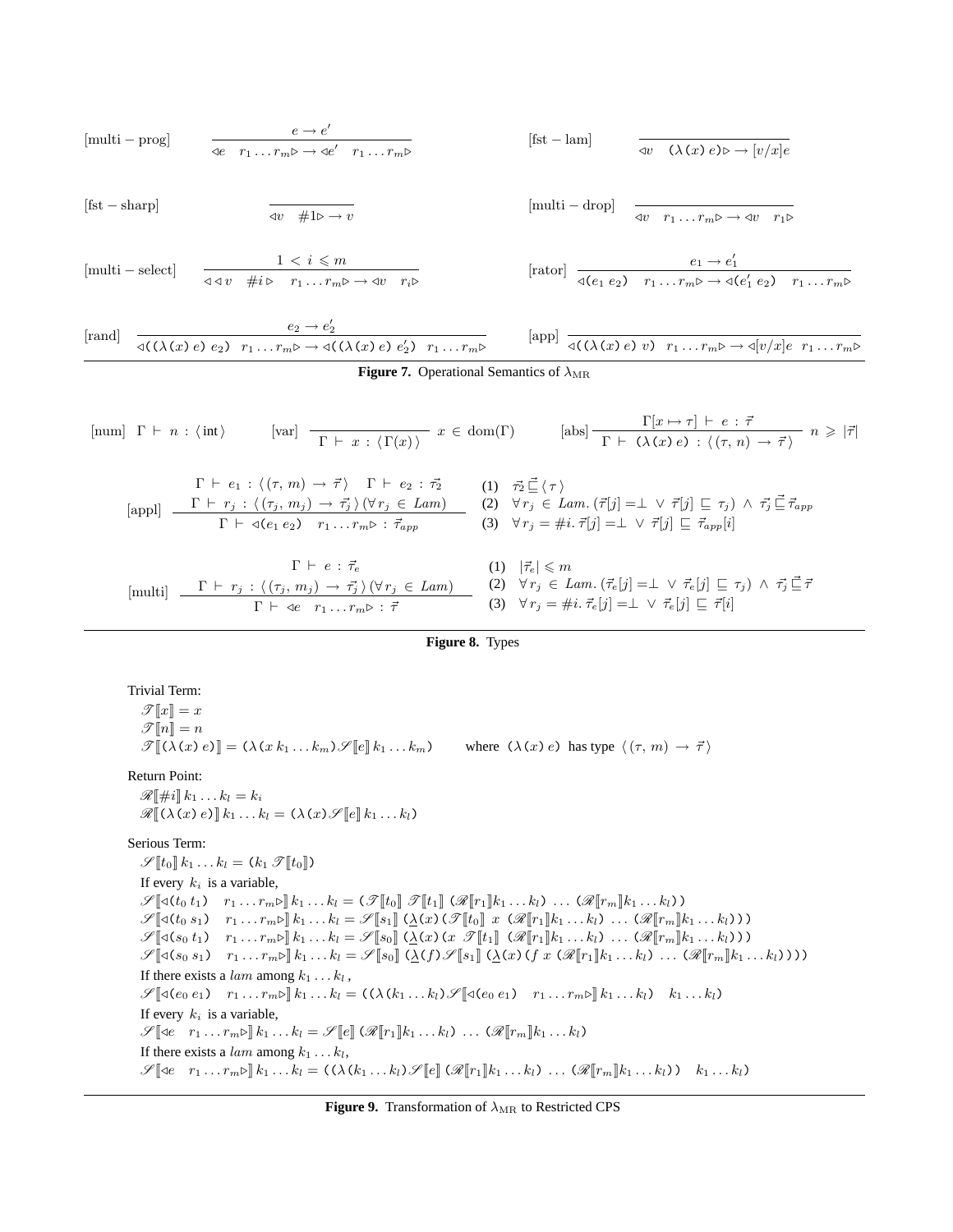$$[\text{multi}-\text{prog}] \quad \frac{e \to e'}{\lhd e \quad r_1 \ldots r_m \rhd \to \lhd e' \quad r_1 \ldots r_m \rhd}$$

$$[\text{fst}-\text{lam}] \quad \frac{}{\lhd v \quad (\lambda\,(x)\;e) \rhd \to [v/x]e}$$

$$[\text{fst}-\text{sharp}] \quad \frac{}{\lhd v \quad \#1 \rhd \to v}$$

$$[\text{multi}-\text{drop}] \quad \frac{}{\lhd v \quad r_1 \ldots r_m \rhd \to \lhd v \quad r_1 \rhd}$$

$$[\text{multi}-\text{select}] \quad \frac{1 < i \leqslant m}{\lhd \lhd v \quad \#i \rhd \quad r_1 \ldots r_m \rhd \to \lhd v \quad r_i \rhd}$$

$$[\text{rator}] \quad \frac{e_1 \to e_1'}{\lhd(e_1\; e_2) \quad r_1 \ldots r_m \rhd \to \lhd(e_1'\; e_2) \quad r_1 \ldots r_m \rhd}$$

$$[\text{rand}] \quad \frac{e_2 \to e_2'}{\lhd((\lambda\,(x)\;e)\; e_2) \quad r_1 \ldots r_m \rhd \to \lhd((\lambda\,(x)\;e)\; e_2') \quad r_1 \ldots r_m \rhd}$$

$$[\text{app}] \quad \frac{}{\lhd((\lambda\,(x)\;e)\; v) \quad r_1 \ldots r_m \rhd \to \lhd[v/x]e \quad r_1 \ldots r_m \rhd}$$

**Figure 7.** Operational Semantics of $\lambda_{\text{MR}}$

$$[\text{num}] \quad \Gamma \vdash n : \langle\, \text{int} \,\rangle \qquad [\text{var}] \quad \frac{}{\Gamma \vdash x : \langle\, \Gamma(x) \,\rangle} \; x \in \text{dom}(\Gamma) \qquad [\text{abs}] \frac{\Gamma[x \mapsto \tau] \vdash e : \vec{\tau}}{\Gamma \vdash (\lambda\,(x)\;e) : \langle\, (\tau,\, n) \to \vec{\tau} \,\rangle} \; n \geqslant |\vec{\tau}|$$

$$[\text{appl}] \quad \frac{\Gamma \vdash e_1 : \langle\, (\tau,\, m) \to \vec{\tau} \,\rangle \quad \Gamma \vdash e_2 : \vec{\tau_2} \qquad \Gamma \vdash r_j : \langle\, (\tau_j,\, m_j) \to \vec{\tau_j} \,\rangle\, (\forall r_j \in Lam)}{\Gamma \vdash \lhd(e_1\; e_2) \quad r_1 \ldots r_m \rhd : \vec{\tau}_{app}}$$

$$\begin{array}{ll} (1) & \vec{\tau_2} \mathrel{\vec{\sqsubseteq}} \langle\, \tau \,\rangle \\ (2) & \forall r_j \in Lam.\, (\vec{\tau}[j] = \perp \;\vee\; \vec{\tau}[j] \sqsubseteq \tau_j) \;\wedge\; \vec{\tau_j} \mathrel{\vec{\sqsubseteq}} \vec{\tau}_{app} \\ (3) & \forall r_j = \#i.\, \vec{\tau}[j] = \perp \;\vee\; \vec{\tau}[j] \sqsubseteq \vec{\tau}_{app}[i] \end{array}$$

$$[\text{multi}] \quad \frac{\Gamma \vdash e : \vec{\tau}_e \qquad \Gamma \vdash r_j : \langle\, (\tau_j,\, m_j) \to \vec{\tau_j} \,\rangle\, (\forall r_j \in Lam)}{\Gamma \vdash \lhd e \quad r_1 \ldots r_m \rhd : \vec{\tau}}$$

$$\begin{array}{ll} (1) & |\vec{\tau}_e| \leqslant m \\ (2) & \forall r_j \in Lam.\, (\vec{\tau}_e[j] = \perp \;\vee\; \vec{\tau}_e[j] \sqsubseteq \tau_j) \;\wedge\; \vec{\tau_j} \mathrel{\vec{\sqsubseteq}} \vec{\tau} \\ (3) & \forall r_j = \#i.\, \vec{\tau}_e[j] = \perp \;\vee\; \vec{\tau}_e[j] \sqsubseteq \vec{\tau}[i] \end{array}$$

**Figure 8.** Types

Trivial Term:

$\mathscr{T}[\![x]\!] = x$

$\mathscr{T}[\![n]\!] = n$

$\mathscr{T}[\![(\lambda\,(x)\;e)]\!] = (\lambda\,(x\,k_1 \ldots k_m)\,\mathscr{S}[\![e]\!]\,k_1 \ldots k_m)$ where $(\lambda\,(x)\;e)$ has type $\langle\, (\tau,\, m) \to \vec{\tau} \,\rangle$

Return Point:

$\mathscr{R}[\![\#i]\!]\,k_1 \ldots k_l = k_i$

$\mathscr{R}[\![(\lambda\,(x)\;e)]\!]\,k_1 \ldots k_l = (\lambda\,(x)\,\mathscr{S}[\![e]\!]\,k_1 \ldots k_l)$

Serious Term:

$\mathscr{S}[\![t_0]\!]\,k_1 \ldots k_l = (k_1\;\mathscr{T}[\![t_0]\!])$

If every $k_i$ is a variable,

$\mathscr{S}[\![\lhd(t_0\;t_1) \quad r_1 \ldots r_m \rhd]\!]\,k_1 \ldots k_l = (\mathscr{T}[\![t_0]\!]\;\mathscr{T}[\![t_1]\!]\;(\mathscr{R}[\![r_1]\!]k_1 \ldots k_l)\;\ldots\;(\mathscr{R}[\![r_m]\!]k_1 \ldots k_l))$

$\mathscr{S}[\![\lhd(t_0\;s_1) \quad r_1 \ldots r_m \rhd]\!]\,k_1 \ldots k_l = \mathscr{S}[\![s_1]\!]\;(\underline{\lambda}(x)(\mathscr{T}[\![t_0]\!]\;x\;(\mathscr{R}[\![r_1]\!]k_1 \ldots k_l)\;\ldots\;(\mathscr{R}[\![r_m]\!]k_1 \ldots k_l)))$

$\mathscr{S}[\![\lhd(s_0\;t_1) \quad r_1 \ldots r_m \rhd]\!]\,k_1 \ldots k_l = \mathscr{S}[\![s_0]\!]\;(\underline{\lambda}(x)(x\;\mathscr{T}[\![t_1]\!]\;(\mathscr{R}[\![r_1]\!]k_1 \ldots k_l)\;\ldots\;(\mathscr{R}[\![r_m]\!]k_1 \ldots k_l)))$

$\mathscr{S}[\![\lhd(s_0\;s_1) \quad r_1 \ldots r_m \rhd]\!]\,k_1 \ldots k_l = \mathscr{S}[\![s_0]\!]\;(\underline{\lambda}(f)\,\mathscr{S}[\![s_1]\!]\;(\underline{\lambda}(x)(f\;x\;(\mathscr{R}[\![r_1]\!]k_1 \ldots k_l)\;\ldots\;(\mathscr{R}[\![r_m]\!]k_1 \ldots k_l))))$

If there exists a $lam$ among $k_1 \ldots k_l$,

$\mathscr{S}[\![\lhd(e_0\;e_1) \quad r_1 \ldots r_m \rhd]\!]\,k_1 \ldots k_l = ((\lambda\,(k_1 \ldots k_l)\,\mathscr{S}[\![\lhd(e_0\;e_1) \quad r_1 \ldots r_m \rhd]\!]\,k_1 \ldots k_l) \quad k_1 \ldots k_l)$

If every $k_i$ is a variable,

$\mathscr{S}[\![\lhd e \quad r_1 \ldots r_m \rhd]\!]\,k_1 \ldots k_l = \mathscr{S}[\![e]\!]\;(\mathscr{R}[\![r_1]\!]k_1 \ldots k_l)\;\ldots\;(\mathscr{R}[\![r_m]\!]k_1 \ldots k_l)$

If there exists a $lam$ among $k_1 \ldots k_l$,

$\mathscr{S}[\![\lhd e \quad r_1 \ldots r_m \rhd]\!]\,k_1 \ldots k_l = ((\lambda\,(k_1 \ldots k_l)\,\mathscr{S}[\![e]\!]\;(\mathscr{R}[\![r_1]\!]k_1 \ldots k_l)\;\ldots\;(\mathscr{R}[\![r_m]\!]k_1 \ldots k_l)) \quad k_1 \ldots k_l)$

**Figure 9.** Transformation of $\lambda_{\text{MR}}$ to Restricted CPS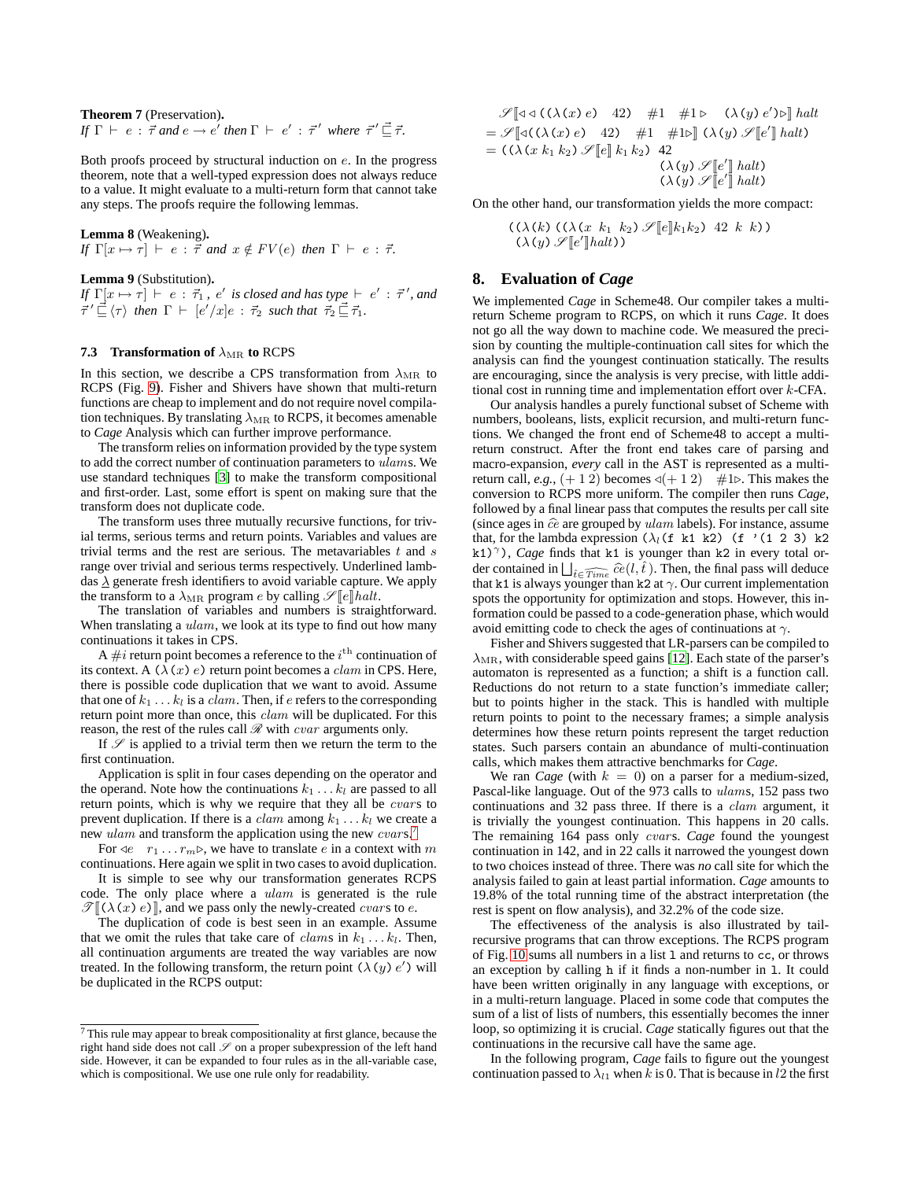**Theorem 7** (Preservation)**.**
*If* $\Gamma \vdash e : \vec{\tau}$ *and* $e \rightarrow e'$ *then* $\Gamma \vdash e' : \vec{\tau}'$ *where* $\vec{\tau}' \vec{\sqsubseteq} \vec{\tau}$.

Both proofs proceed by structural induction on $e$. In the progress theorem, note that a well-typed expression does not always reduce to a value. It might evaluate to a multi-return form that cannot take any steps. The proofs require the following lemmas.

**Lemma 8** (Weakening)**.**
*If* $\Gamma[x \mapsto \tau] \vdash e : \vec{\tau}$ *and* $x \notin FV(e)$ *then* $\Gamma \vdash e : \vec{\tau}$.

**Lemma 9** (Substitution)**.**
*If* $\Gamma[x \mapsto \tau] \vdash e : \vec{\tau}_1$*,* $e'$ *is closed and has type* $\vdash e' : \vec{\tau}'$*, and* $\vec{\tau}' \vec{\sqsubseteq} \langle\tau\rangle$ *then* $\Gamma \vdash [e'/x]e : \vec{\tau}_2$ *such that* $\vec{\tau}_2 \vec{\sqsubseteq} \vec{\tau}_1$.

### 7.3 Transformation of $\lambda_{\mathrm{MR}}$ to RCPS

In this section, we describe a CPS transformation from $\lambda_{\mathrm{MR}}$ to RCPS (Fig. 9). Fisher and Shivers have shown that multi-return functions are cheap to implement and do not require novel compilation techniques. By translating $\lambda_{\mathrm{MR}}$ to RCPS, it becomes amenable to *Cage* Analysis which can further improve performance.

The transform relies on information provided by the type system to add the correct number of continuation parameters to $ulam$s. We use standard techniques [3] to make the transform compositional and first-order. Last, some effort is spent on making sure that the transform does not duplicate code.

The transform uses three mutually recursive functions, for trivial terms, serious terms and return points. Variables and values are trivial terms and the rest are serious. The metavariables $t$ and $s$ range over trivial and serious terms respectively. Underlined lambdas $\underline{\lambda}$ generate fresh identifiers to avoid variable capture. We apply the transform to a $\lambda_{\mathrm{MR}}$ program $e$ by calling $\mathscr{S}[\![e]\!]halt$.

The translation of variables and numbers is straightforward. When translating a $ulam$, we look at its type to find out how many continuations it takes in CPS.

A $\#i$ return point becomes a reference to the $i^{\mathrm{th}}$ continuation of its context. A $(\lambda(x)\ e)$ return point becomes a $clam$ in CPS. Here, there is possible code duplication that we want to avoid. Assume that one of $k_1 \ldots k_l$ is a $clam$. Then, if $e$ refers to the corresponding return point more than once, this $clam$ will be duplicated. For this reason, the rest of the rules call $\mathscr{R}$ with $cvar$ arguments only.

If $\mathscr{S}$ is applied to a trivial term then we return the term to the first continuation.

Application is split in four cases depending on the operator and the operand. Note how the continuations $k_1 \ldots k_l$ are passed to all return points, which is why we require that they all be $cvar$s to prevent duplication. If there is a $clam$ among $k_1 \ldots k_l$ we create a new $ulam$ and transform the application using the new $cvar$s.[7]

For $\triangleleft e \quad r_1 \ldots r_m \triangleright$, we have to translate $e$ in a context with $m$ continuations. Here again we split in two cases to avoid duplication.

It is simple to see why our transformation generates RCPS code. The only place where a $ulam$ is generated is the rule $\mathscr{T}[\![(\lambda(x)\ e)]\!]$, and we pass only the newly-created $cvar$s to $e$.

The duplication of code is best seen in an example. Assume that we omit the rules that take care of $clam$s in $k_1 \ldots k_l$. Then, all continuation arguments are treated the way variables are now treated. In the following transform, the return point $(\lambda(y)\ e')$ will be duplicated in the RCPS output:

$$
\begin{aligned}
&\mathscr{S}[\![\triangleleft \triangleleft ((\lambda(x)\ e) \quad 42) \quad \#1 \quad \#1 \triangleright \quad (\lambda(y)\ e')\triangleright]\!]\ halt \\
&= \mathscr{S}[\![\triangleleft((\lambda(x)\ e) \quad 42) \quad \#1 \quad \#1\triangleright]\!]\ (\lambda(y)\ \mathscr{S}[\![e']\!]\ halt) \\
&= ((\lambda(x\ k_1\ k_2)\ \mathscr{S}[\![e]\!]\ k_1\ k_2)\ \ 42 \\
&\qquad\qquad\qquad\qquad (\lambda(y)\ \mathscr{S}[\![e']\!]\ halt) \\
&\qquad\qquad\qquad\qquad (\lambda(y)\ \mathscr{S}[\![e']\!]\ halt)
\end{aligned}
$$

On the other hand, our transformation yields the more compact:

$$
\begin{aligned}
&((\lambda(k)\ ((\lambda(x\ \ k_1\ \ k_2)\ \mathscr{S}[\![e]\!]k_1 k_2)\ \ 42\ \ k\ \ k)) \\
&\ (\lambda(y)\ \mathscr{S}[\![e']\!]halt))
\end{aligned}
$$

## 8. Evaluation of *Cage*

We implemented *Cage* in Scheme48. Our compiler takes a multi-return Scheme program to RCPS, on which it runs *Cage*. It does not go all the way down to machine code. We measured the precision by counting the multiple-continuation call sites for which the analysis can find the youngest continuation statically. The results are encouraging, since the analysis is very precise, with little additional cost in running time and implementation effort over $k$-CFA.

Our analysis handles a purely functional subset of Scheme with numbers, booleans, lists, explicit recursion, and multi-return functions. We changed the front end of Scheme48 to accept a multi-return construct. After the front end takes care of parsing and macro-expansion, *every* call in the AST is represented as a multi-return call, *e.g.*, $(+\ 1\ 2)$ becomes $\triangleleft(+\ 1\ 2) \quad \#1\triangleright$. This makes the conversion to RCPS more uniform. The compiler then runs *Cage*, followed by a final linear pass that computes the results per call site (since ages in $\widehat{ce}$ are grouped by $ulam$ labels). For instance, assume that, for the lambda expression `(`$\lambda_l$`(f k1 k2) (f '(1 2 3) k2 k1)`$^\gamma$`)`, *Cage* finds that `k1` is younger than `k2` in every total order contained in $\bigsqcup_{\hat{t} \in \widehat{Time}} \widehat{ce}(l, \hat{t})$. Then, the final pass will deduce that `k1` is always younger than `k2` at $\gamma$. Our current implementation spots the opportunity for optimization and stops. However, this information could be passed to a code-generation phase, which would avoid emitting code to check the ages of continuations at $\gamma$.

Fisher and Shivers suggested that LR-parsers can be compiled to $\lambda_{\mathrm{MR}}$, with considerable speed gains [12]. Each state of the parser's automaton is represented as a function; a shift is a function call. Reductions do not return to a state function's immediate caller; but to points higher in the stack. This is handled with multiple return points to point to the necessary frames; a simple analysis determines how these return points represent the target reduction states. Such parsers contain an abundance of multi-continuation calls, which makes them attractive benchmarks for *Cage*.

We ran *Cage* (with $k = 0$) on a parser for a medium-sized, Pascal-like language. Out of the 973 calls to $ulam$s, 152 pass two continuations and 32 pass three. If there is a $clam$ argument, it is trivially the youngest continuation. This happens in 20 calls. The remaining 164 pass only $cvar$s. *Cage* found the youngest continuation in 142, and in 22 calls it narrowed the youngest down to two choices instead of three. There was *no* call site for which the analysis failed to gain at least partial information. *Cage* amounts to 19.8% of the total running time of the abstract interpretation (the rest is spent on flow analysis), and 32.2% of the code size.

The effectiveness of the analysis is also illustrated by tail-recursive programs that can throw exceptions. The RCPS program of Fig. 10 sums all numbers in a list `l` and returns to `cc`, or throws an exception by calling `h` if it finds a non-number in `l`. It could have been written originally in any language with exceptions, or in a multi-return language. Placed in some code that computes the sum of a list of lists of numbers, this essentially becomes the inner loop, so optimizing it is crucial. *Cage* statically figures out that the continuations in the recursive call have the same age.

In the following program, *Cage* fails to figure out the youngest continuation passed to $\lambda_{l1}$ when $k$ is 0. That is because in $l2$ the first

---

[7] This rule may appear to break compositionality at first glance, because the right hand side does not call $\mathscr{S}$ on a proper subexpression of the left hand side. However, it can be expanded to four rules as in the all-variable case, which is compositional. We use one rule only for readability.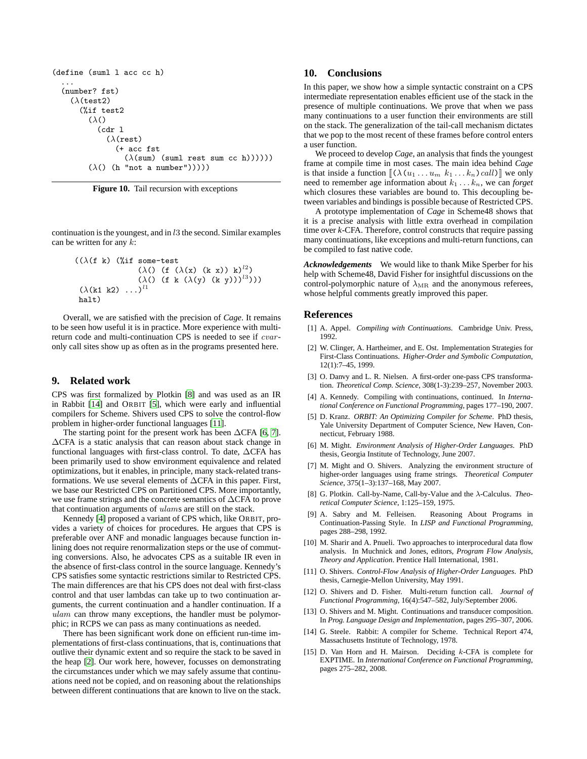```
(define (suml l acc cc h)
  ...
  (number? fst)
    (λ(test2)
      (%if test2
        (λ()
          (cdr l
            (λ(rest)
              (+ acc fst
                (λ(sum) (suml rest sum cc h))))))
        (λ() (h "not a number")))))
```

**Figure 10.** Tail recursion with exceptions

continuation is the youngest, and in $l3$ the second. Similar examples can be written for any $k$:

```
((λ(f k) (%if some-test
              (λ() (f (λ(x) (k x)) k)^l2)
              (λ() (f k (λ(y) (k y)))^l3)))
 (λ(k1 k2) ...)^l1
 halt)
```

Overall, we are satisfied with the precision of *Cage*. It remains to be seen how useful it is in practice. More experience with multi-return code and multi-continuation CPS is needed to see if $cvar$-only call sites show up as often as in the programs presented here.

## 9. Related work

CPS was first formalized by Plotkin [8] and was used as an IR in Rabbit [14] and ORBIT [5], which were early and influential compilers for Scheme. Shivers used CPS to solve the control-flow problem in higher-order functional languages [11].

The starting point for the present work has been ΔCFA [6, 7]. ΔCFA is a static analysis that can reason about stack change in functional languages with first-class control. To date, ΔCFA has been primarily used to show environment equivalence and related optimizations, but it enables, in principle, many stack-related transformations. We use several elements of ΔCFA in this paper. First, we base our Restricted CPS on Partitioned CPS. More importantly, we use frame strings and the concrete semantics of ΔCFA to prove that continuation arguments of $ulam$s are still on the stack.

Kennedy [4] proposed a variant of CPS which, like ORBIT, provides a variety of choices for procedures. He argues that CPS is preferable over ANF and monadic languages because function inlining does not require renormalization steps or the use of commuting conversions. Also, he advocates CPS as a suitable IR even in the absence of first-class control in the source language. Kennedy's CPS satisfies some syntactic restrictions similar to Restricted CPS. The main differences are that his CPS does not deal with first-class control and that user lambdas can take up to two continuation arguments, the current continuation and a handler continuation. If a $ulam$ can throw many exceptions, the handler must be polymorphic; in RCPS we can pass as many continuations as needed.

There has been significant work done on efficient run-time implementations of first-class continuations, that is, continuations that outlive their dynamic extent and so require the stack to be saved in the heap [2]. Our work here, however, focusses on demonstrating the circumstances under which we may safely assume that continuations need not be copied, and on reasoning about the relationships between different continuations that are known to live on the stack.

## 10. Conclusions

In this paper, we show how a simple syntactic constraint on a CPS intermediate representation enables efficient use of the stack in the presence of multiple continuations. We prove that when we pass many continuations to a user function their environments are still on the stack. The generalization of the tail-call mechanism dictates that we pop to the most recent of these frames before control enters a user function.

We proceed to develop *Cage*, an analysis that finds the youngest frame at compile time in most cases. The main idea behind *Cage* is that inside a function $[\![(\lambda\,(u_1 \ldots u_m\ k_1 \ldots k_n)\,call)]\!]$ we only need to remember age information about $k_1 \ldots k_n$, we can *forget* which closures these variables are bound to. This decoupling between variables and bindings is possible because of Restricted CPS.

A prototype implementation of *Cage* in Scheme48 shows that it is a precise analysis with little extra overhead in compilation time over *k*-CFA. Therefore, control constructs that require passing many continuations, like exceptions and multi-return functions, can be compiled to fast native code.

***Acknowledgements*** We would like to thank Mike Sperber for his help with Scheme48, David Fisher for insightful discussions on the control-polymorphic nature of $\lambda_{\mathrm{MR}}$ and the anonymous referees, whose helpful comments greatly improved this paper.

## References

[1] A. Appel. *Compiling with Continuations.* Cambridge Univ. Press, 1992.

[2] W. Clinger, A. Hartheimer, and E. Ost. Implementation Strategies for First-Class Continuations. *Higher-Order and Symbolic Computation*, 12(1):7–45, 1999.

[3] O. Danvy and L. R. Nielsen. A first-order one-pass CPS transformation. *Theoretical Comp. Science*, 308(1-3):239–257, November 2003.

[4] A. Kennedy. Compiling with continuations, continued. In *International Conference on Functional Programming*, pages 177–190, 2007.

[5] D. Kranz. *ORBIT: An Optimizing Compiler for Scheme*. PhD thesis, Yale University Department of Computer Science, New Haven, Connecticut, February 1988.

[6] M. Might. *Environment Analysis of Higher-Order Languages*. PhD thesis, Georgia Institute of Technology, June 2007.

[7] M. Might and O. Shivers. Analyzing the environment structure of higher-order languages using frame strings. *Theoretical Computer Science*, 375(1–3):137–168, May 2007.

[8] G. Plotkin. Call-by-Name, Call-by-Value and the λ-Calculus. *Theoretical Computer Science*, 1:125–159, 1975.

[9] A. Sabry and M. Felleisen. Reasoning About Programs in Continuation-Passing Style. In *LISP and Functional Programming*, pages 288–298, 1992.

[10] M. Sharir and A. Pnueli. Two approaches to interprocedural data flow analysis. In Muchnick and Jones, editors, *Program Flow Analysis, Theory and Application*. Prentice Hall International, 1981.

[11] O. Shivers. *Control-Flow Analysis of Higher-Order Languages*. PhD thesis, Carnegie-Mellon University, May 1991.

[12] O. Shivers and D. Fisher. Multi-return function call. *Journal of Functional Programming*, 16(4):547–582, July/September 2006.

[13] O. Shivers and M. Might. Continuations and transducer composition. In *Prog. Language Design and Implementation*, pages 295–307, 2006.

[14] G. Steele. Rabbit: A compiler for Scheme. Technical Report 474, Massachusetts Institute of Technology, 1978.

[15] D. Van Horn and H. Mairson. Deciding $k$-CFA is complete for EXPTIME. In *International Conference on Functional Programming*, pages 275–282, 2008.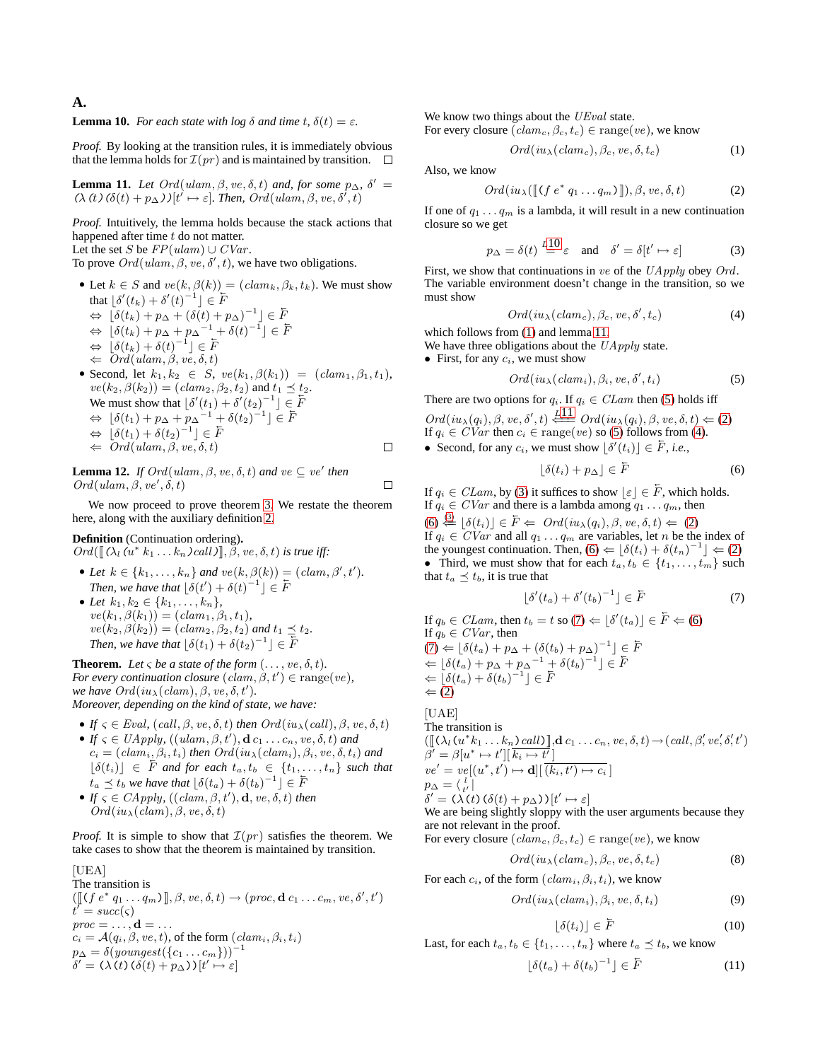## A.

**Lemma 10.** *For each state with log $\delta$ and time $t$, $\delta(t) = \varepsilon$.*

*Proof.* By looking at the transition rules, it is immediately obvious that the lemma holds for $\mathcal{I}(pr)$ and is maintained by transition. ☐

**Lemma 11.** *Let $Ord(ulam, \beta, ve, \delta, t)$ and, for some $p_\Delta$, $\delta' = (\lambda\,(t)\,(\delta(t) + p_\Delta))[t' \mapsto \varepsilon]$. Then, $Ord(ulam, \beta, ve, \delta', t)$*

*Proof.* Intuitively, the lemma holds because the stack actions that happened after time $t$ do not matter.
Let the set $S$ be $FP(ulam) \cup CVar$.
To prove $Ord(ulam, \beta, ve, \delta', t)$, we have two obligations.

- Let $k \in S$ and $ve(k, \beta(k)) = (clam_k, \beta_k, t_k)$. We must show that $\lfloor \delta'(t_k) + \delta'(t)^{-1} \rfloor \in \bar{F}$
  $\Leftrightarrow\ \lfloor \delta(t_k) + p_\Delta + (\delta(t) + p_\Delta)^{-1} \rfloor \in \bar{F}$
  $\Leftrightarrow\ \lfloor \delta(t_k) + p_\Delta + {p_\Delta}^{-1} + \delta(t)^{-1} \rfloor \in \bar{F}$
  $\Leftrightarrow\ \lfloor \delta(t_k) + \delta(t)^{-1} \rfloor \in \bar{F}$
  $\Leftarrow\ Ord(ulam, \beta, ve, \delta, t)$
- Second, let $k_1, k_2 \in S$, $ve(k_1, \beta(k_1)) = (clam_1, \beta_1, t_1)$, $ve(k_2, \beta(k_2)) = (clam_2, \beta_2, t_2)$ and $t_1 \preceq t_2$.
  We must show that $\lfloor \delta'(t_1) + \delta'(t_2)^{-1} \rfloor \in \bar{F}$
  $\Leftrightarrow\ \lfloor \delta(t_1) + p_\Delta + {p_\Delta}^{-1} + \delta(t_2)^{-1} \rfloor \in \bar{F}$
  $\Leftrightarrow\ \lfloor \delta(t_1) + \delta(t_2)^{-1} \rfloor \in \bar{F}$
  $\Leftarrow\ Ord(ulam, \beta, ve, \delta, t)$ ☐

**Lemma 12.** *If $Ord(ulam, \beta, ve, \delta, t)$ and $ve \subseteq ve'$ then $Ord(ulam, \beta, ve', \delta, t)$* ☐

We now proceed to prove theorem 3. We restate the theorem here, along with the auxiliary definition 2.

**Definition** (Continuation ordering)**.**
*$Ord([\![ (\lambda_l\,(u^*\;k_1 \ldots k_n)\,call) ]\!], \beta, ve, \delta, t)$ is true iff:*

- *Let $k \in \{k_1, \ldots, k_n\}$ and $ve(k, \beta(k)) = (clam, \beta', t')$. Then, we have that $\lfloor \delta(t') + \delta(t)^{-1} \rfloor \in \bar{F}$*
- *Let $k_1, k_2 \in \{k_1, \ldots, k_n\}$,*
  *$ve(k_1, \beta(k_1)) = (clam_1, \beta_1, t_1)$,*
  *$ve(k_2, \beta(k_2)) = (clam_2, \beta_2, t_2)$ and $t_1 \preceq t_2$.*
  *Then, we have that $\lfloor \delta(t_1) + \delta(t_2)^{-1} \rfloor \in \bar{F}$*

**Theorem.** *Let $\varsigma$ be a state of the form $(\ldots, ve, \delta, t)$.*
*For every continuation closure $(clam, \beta, t') \in \mathrm{range}(ve)$, we have $Ord(iu_\lambda(clam), \beta, ve, \delta, t')$.*
*Moreover, depending on the kind of state, we have:*

- *If $\varsigma \in Eval$, $(call, \beta, ve, \delta, t)$ then $Ord(iu_\lambda(call), \beta, ve, \delta, t)$*
- *If $\varsigma \in UApply$, $((ulam, \beta, t'), \mathbf{d}\,c_1 \ldots c_n, ve, \delta, t)$ and $c_i = (clam_i, \beta_i, t_i)$ then $Ord(iu_\lambda(clam_i), \beta_i, ve, \delta, t_i)$ and $\lfloor \delta(t_i) \rfloor \in \bar{F}$ and for each $t_a, t_b \in \{t_1, \ldots, t_n\}$ such that $t_a \preceq t_b$ we have that $\lfloor \delta(t_a) + \delta(t_b)^{-1} \rfloor \in \bar{F}$*
- *If $\varsigma \in CApply$, $((clam, \beta, t'), \mathbf{d}, ve, \delta, t)$ then $Ord(iu_\lambda(clam), \beta, ve, \delta, t)$*

*Proof.* It is simple to show that $\mathcal{I}(pr)$ satisfies the theorem. We take cases to show that the theorem is maintained by transition.

[UEA]
The transition is
$([\![ (f\;e^*\;q_1 \ldots q_m) ]\!], \beta, ve, \delta, t) \to (proc, \mathbf{d}\;c_1 \ldots c_m, ve, \delta', t')$
$t' = succ(\varsigma)$
$proc = \ldots, \mathbf{d} = \ldots$
$c_i = \mathcal{A}(q_i, \beta, ve, t)$, of the form $(clam_i, \beta_i, t_i)$
$p_\Delta = \delta(youngest(\{c_1 \ldots c_m\}))^{-1}$
$\delta' = (\lambda\,(t)\,(\delta(t) + p_\Delta))[t' \mapsto \varepsilon]$

We know two things about the $UEval$ state.
For every closure $(clam_c, \beta_c, t_c) \in \mathrm{range}(ve)$, we know

$$Ord(iu_\lambda(clam_c), \beta_c, ve, \delta, t_c) \tag{1}$$

Also, we know

$$Ord(iu_\lambda([\![ (f\;e^*\;q_1 \ldots q_m) ]\!]), \beta, ve, \delta, t) \tag{2}$$

If one of $q_1 \ldots q_m$ is a lambda, it will result in a new continuation closure so we get

$$p_\Delta = \delta(t) \overset{L10}{=} \varepsilon \quad \text{and} \quad \delta' = \delta[t' \mapsto \varepsilon] \tag{3}$$

First, we show that continuations in $ve$ of the $UApply$ obey $Ord$. The variable environment doesn't change in the transition, so we must show

$$Ord(iu_\lambda(clam_c), \beta_c, ve, \delta', t_c) \tag{4}$$

which follows from (1) and lemma 11.
We have three obligations about the $UApply$ state.

- First, for any $c_i$, we must show

$$Ord(iu_\lambda(clam_i), \beta, ve, \delta', t_i) \tag{5}$$

There are two options for $q_i$. If $q_i \in CLam$ then (5) holds iff
$Ord(iu_\lambda(q_i), \beta, ve, \delta', t) \overset{L11}{\Longleftarrow} Ord(iu_\lambda(q_i), \beta, ve, \delta, t) \Leftarrow (2)$
If $q_i \in CVar$ then $c_i \in \mathrm{range}(ve)$ so (5) follows from (4).

- Second, for any $c_i$, we must show $\lfloor \delta'(t_i) \rfloor \in \bar{F}$, *i.e.*,

$$\lfloor \delta(t_i) + p_\Delta \rfloor \in \bar{F} \tag{6}$$

If $q_i \in CLam$, by (3) it suffices to show $\lfloor \varepsilon \rfloor \in \bar{F}$, which holds.
If $q_i \in CVar$ and there is a lambda among $q_1 \ldots q_m$, then
$(6) \overset{(3)}{\Leftarrow} \lfloor \delta(t_i) \rfloor \in \bar{F} \Leftarrow\ Ord(iu_\lambda(q_i), \beta, ve, \delta, t) \Leftarrow (2)$
If $q_i \in CVar$ and all $q_1 \ldots q_m$ are variables, let $n$ be the index of the youngest continuation. Then, $(6) \Leftarrow \lfloor \delta(t_i) + \delta(t_n)^{-1} \rfloor \Leftarrow (2)$

- Third, we must show that for each $t_a, t_b \in \{t_1, \ldots, t_m\}$ such that $t_a \preceq t_b$, it is true that

$$\lfloor \delta'(t_a) + \delta'(t_b)^{-1} \rfloor \in \bar{F} \tag{7}$$

If $q_b \in CLam$, then $t_b = t$ so $(7) \Leftarrow \lfloor \delta'(t_a) \rfloor \in \bar{F} \Leftarrow (6)$
If $q_b \in CVar$, then
$(7) \Leftarrow \lfloor \delta(t_a) + p_\Delta + (\delta(t_b) + p_\Delta)^{-1} \rfloor \in \bar{F}$
$\Leftarrow \lfloor \delta(t_a) + p_\Delta + {p_\Delta}^{-1} + \delta(t_b)^{-1} \rfloor \in \bar{F}$
$\Leftarrow \lfloor \delta(t_a) + \delta(t_b)^{-1} \rfloor \in \bar{F}$
$\Leftarrow (2)$

[UAE]
The transition is
$([\![ (\lambda_l\,(u^* k_1 \ldots k_n)\,call) ]\!], \mathbf{d}\;c_1 \ldots c_n, ve, \delta, t) \to (call, \beta', ve', \delta', t')$
$\beta' = \beta[u^* \mapsto t'][\overline{k_i \mapsto t'}]$
$ve' = ve[(u^*, t') \mapsto \mathbf{d}][\overline{(k_i, t') \mapsto c_i}]$
$p_\Delta = \langle {}^{\,l}_{t'} |$
$\delta' = (\lambda\,(t)\,(\delta(t) + p_\Delta))[t' \mapsto \varepsilon]$
We are being slightly sloppy with the user arguments because they are not relevant in the proof.
For every closure $(clam_c, \beta_c, t_c) \in \mathrm{range}(ve)$, we know

$$Ord(iu_\lambda(clam_c), \beta_c, ve, \delta, t_c) \tag{8}$$

For each $c_i$, of the form $(clam_i, \beta_i, t_i)$, we know

$$Ord(iu_\lambda(clam_i), \beta_i, ve, \delta, t_i) \tag{9}$$

$$\lfloor \delta(t_i) \rfloor \in \bar{F} \tag{10}$$

Last, for each $t_a, t_b \in \{t_1, \ldots, t_n\}$ where $t_a \preceq t_b$, we know

$$\lfloor \delta(t_a) + \delta(t_b)^{-1} \rfloor \in \bar{F} \tag{11}$$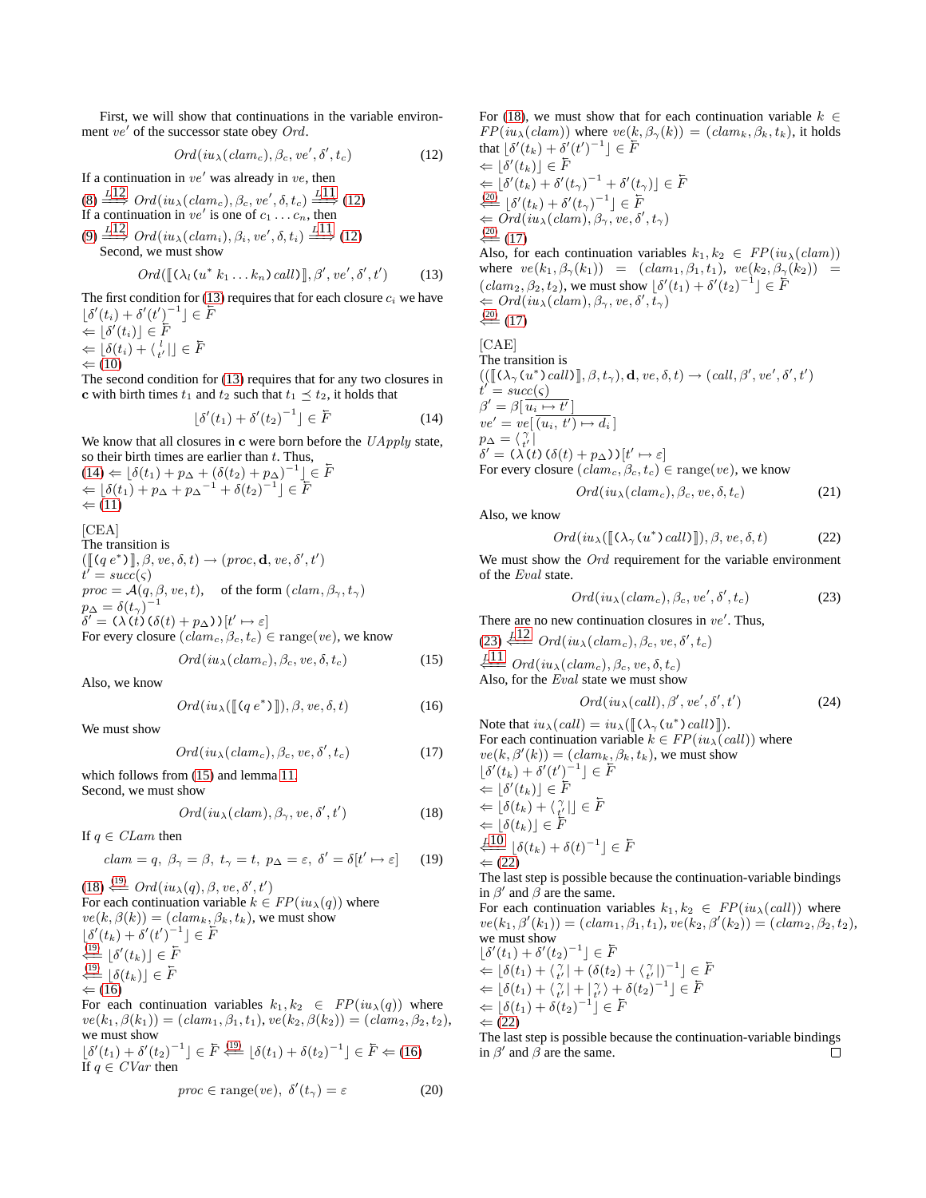First, we will show that continuations in the variable environment $ve'$ of the successor state obey $Ord$.

$$Ord(iu_\lambda(clam_c), \beta_c, ve', \delta', t_c) \tag{12}$$

If a continuation in $ve'$ was already in $ve$, then

(8) $\overset{L12}{\Longrightarrow}$ $Ord(iu_\lambda(clam_c), \beta_c, ve', \delta, t_c)$ $\overset{L11}{\Longrightarrow}$ (12)

If a continuation in $ve'$ is one of $c_1 \dots c_n$, then

(9) $\overset{L12}{\Longrightarrow}$ $Ord(iu_\lambda(clam_i), \beta_i, ve', \delta, t_i)$ $\overset{L11}{\Longrightarrow}$ (12)

Second, we must show

$$Ord([\![(\lambda_l (u^*\ k_1 \dots k_n)\ call)]\!], \beta', ve', \delta', t') \tag{13}$$

The first condition for (13) requires that for each closure $c_i$ we have
$\lfloor \delta'(t_i) + \delta'(t')^{-1} \rfloor \in \overleftarrow{F}$
$\Leftarrow \lfloor \delta'(t_i) \rfloor \in \overleftarrow{F}$
$\Leftarrow \lfloor \delta(t_i) + \langle^{\ l}_{t'} | \rfloor \in \overleftarrow{F}$
$\Leftarrow$ (10)

The second condition for (13) requires that for any two closures in $\mathbf{c}$ with birth times $t_1$ and $t_2$ such that $t_1 \preceq t_2$, it holds that

$$\lfloor \delta'(t_1) + \delta'(t_2)^{-1} \rfloor \in \overleftarrow{F} \tag{14}$$

We know that all closures in $\mathbf{c}$ were born before the $UApply$ state, so their birth times are earlier than $t$. Thus,
(14) $\Leftarrow \lfloor \delta(t_1) + p_\Delta + (\delta(t_2) + p_\Delta)^{-1} \rfloor \in \overleftarrow{F}$
$\Leftarrow \lfloor \delta(t_1) + p_\Delta + p_\Delta{}^{-1} + \delta(t_2)^{-1} \rfloor \in \overleftarrow{F}$
$\Leftarrow$ (11)

[CEA]
The transition is
$([\![(q\ e^*)]\!], \beta, ve, \delta, t) \to (proc, \mathbf{d}, ve, \delta', t')$
$t' = succ(\varsigma)$
$proc = \mathcal{A}(q, \beta, ve, t)$, of the form $(clam, \beta_\gamma, t_\gamma)$
$p_\Delta = \delta(t_\gamma)^{-1}$
$\delta' = (\lambda(t)(\delta(t) + p_\Delta))[t' \mapsto \varepsilon]$
For every closure $(clam_c, \beta_c, t_c) \in \text{range}(ve)$, we know

$$Ord(iu_\lambda(clam_c), \beta_c, ve, \delta, t_c) \tag{15}$$

Also, we know

$$Ord(iu_\lambda([\![(q\ e^*)]\!]), \beta, ve, \delta, t) \tag{16}$$

We must show

$$Ord(iu_\lambda(clam_c), \beta_c, ve, \delta', t_c) \tag{17}$$

which follows from (15) and lemma 11.
Second, we must show

$$Ord(iu_\lambda(clam), \beta_\gamma, ve, \delta', t') \tag{18}$$

If $q \in CLam$ then

$$clam = q,\ \beta_\gamma = \beta,\ t_\gamma = t,\ p_\Delta = \varepsilon,\ \delta' = \delta[t' \mapsto \varepsilon] \tag{19}$$

(18) $\overset{(19)}{\Longleftarrow}$ $Ord(iu_\lambda(q), \beta, ve, \delta', t')$
For each continuation variable $k \in FP(iu_\lambda(q))$ where $ve(k, \beta(k)) = (clam_k, \beta_k, t_k)$, we must show
$\lfloor \delta'(t_k) + \delta'(t')^{-1} \rfloor \in \overleftarrow{F}$
$\overset{(19)}{\Longleftarrow}$ $\lfloor \delta'(t_k) \rfloor \in \overleftarrow{F}$
$\overset{(19)}{\Longleftarrow}$ $\lfloor \delta(t_k) \rfloor \in \overleftarrow{F}$
$\Leftarrow$ (16)
For each continuation variables $k_1, k_2 \in FP(iu_\lambda(q))$ where $ve(k_1, \beta(k_1)) = (clam_1, \beta_1, t_1)$, $ve(k_2, \beta(k_2)) = (clam_2, \beta_2, t_2)$, we must show
$\lfloor \delta'(t_1) + \delta'(t_2)^{-1} \rfloor \in \overleftarrow{F}$ $\overset{(19)}{\Longleftarrow}$ $\lfloor \delta(t_1) + \delta(t_2)^{-1} \rfloor \in \overleftarrow{F} \Leftarrow$ (16)
If $q \in CVar$ then

$$proc \in \text{range}(ve),\ \delta'(t_\gamma) = \varepsilon \tag{20}$$

For (18), we must show that for each continuation variable $k \in FP(iu_\lambda(clam))$ where $ve(k, \beta_\gamma(k)) = (clam_k, \beta_k, t_k)$, it holds that $\lfloor \delta'(t_k) + \delta'(t')^{-1} \rfloor \in \overleftarrow{F}$
$\Leftarrow \lfloor \delta'(t_k) \rfloor \in \overleftarrow{F}$
$\Leftarrow \lfloor \delta'(t_k) + \delta'(t_\gamma)^{-1} + \delta'(t_\gamma) \rfloor \in \overleftarrow{F}$
$\overset{(20)}{\Longleftarrow}$ $\lfloor \delta'(t_k) + \delta'(t_\gamma)^{-1} \rfloor \in \overleftarrow{F}$
$\Leftarrow Ord(iu_\lambda(clam), \beta_\gamma, ve, \delta', t_\gamma)$
$\overset{(20)}{\Longleftarrow}$ (17)
Also, for each continuation variables $k_1, k_2 \in FP(iu_\lambda(clam))$ where $ve(k_1, \beta_\gamma(k_1)) = (clam_1, \beta_1, t_1)$, $ve(k_2, \beta_\gamma(k_2)) = (clam_2, \beta_2, t_2)$, we must show $\lfloor \delta'(t_1) + \delta'(t_2)^{-1} \rfloor \in \overleftarrow{F}$
$\Leftarrow Ord(iu_\lambda(clam), \beta_\gamma, ve, \delta', t_\gamma)$
$\overset{(20)}{\Longleftarrow}$ (17)

[CAE]
The transition is
$(([\![(\lambda_\gamma (u^*)\ call)]\!], \beta, t_\gamma), \mathbf{d}, ve, \delta, t) \to (call, \beta', ve', \delta', t')$
$t' = succ(\varsigma)$
$\beta' = \beta[\overline{u_i \mapsto t'}]$
$ve' = ve[\overline{(u_i, t') \mapsto d_i}]$
$p_\Delta = \langle^{\ \gamma}_{t'} |$
$\delta' = (\lambda(t)(\delta(t) + p_\Delta))[t' \mapsto \varepsilon]$
For every closure $(clam_c, \beta_c, t_c) \in \text{range}(ve)$, we know

$$Ord(iu_\lambda(clam_c), \beta_c, ve, \delta, t_c) \tag{21}$$

Also, we know

$$Ord(iu_\lambda([\![(\lambda_\gamma (u^*)\ call)]\!]), \beta, ve, \delta, t) \tag{22}$$

We must show the $Ord$ requirement for the variable environment of the $Eval$ state.

$$Ord(iu_\lambda(clam_c), \beta_c, ve', \delta', t_c) \tag{23}$$

There are no new continuation closures in $ve'$. Thus,
(23) $\overset{L12}{\Longleftarrow}$ $Ord(iu_\lambda(clam_c), \beta_c, ve, \delta', t_c)$
$\overset{L11}{\Longleftarrow}$ $Ord(iu_\lambda(clam_c), \beta_c, ve, \delta, t_c)$
Also, for the $Eval$ state we must show

$$Ord(iu_\lambda(call), \beta', ve', \delta', t') \tag{24}$$

Note that $iu_\lambda(call) = iu_\lambda([\![(\lambda_\gamma (u^*)\ call)]\!])$.
For each continuation variable $k \in FP(iu_\lambda(call))$ where $ve(k, \beta'(k)) = (clam_k, \beta_k, t_k)$, we must show
$\lfloor \delta'(t_k) + \delta'(t')^{-1} \rfloor \in \overleftarrow{F}$
$\Leftarrow \lfloor \delta'(t_k) \rfloor \in \overleftarrow{F}$
$\Leftarrow \lfloor \delta(t_k) + \langle^{\ \gamma}_{t'} | \rfloor \in \overleftarrow{F}$
$\Leftarrow \lfloor \delta(t_k) \rfloor \in \overleftarrow{F}$
$\overset{L10}{\Longleftarrow}$ $\lfloor \delta(t_k) + \delta(t)^{-1} \rfloor \in \overleftarrow{F}$
$\Leftarrow$ (22)
The last step is possible because the continuation-variable bindings in $\beta'$ and $\beta$ are the same.
For each continuation variables $k_1, k_2 \in FP(iu_\lambda(call))$ where $ve(k_1, \beta'(k_1)) = (clam_1, \beta_1, t_1)$, $ve(k_2, \beta'(k_2)) = (clam_2, \beta_2, t_2)$, we must show
$\lfloor \delta'(t_1) + \delta'(t_2)^{-1} \rfloor \in \overleftarrow{F}$
$\Leftarrow \lfloor \delta(t_1) + \langle^{\ \gamma}_{t'} | + (\delta(t_2) + \langle^{\ \gamma}_{t'} |)^{-1} \rfloor \in \overleftarrow{F}$
$\Leftarrow \lfloor \delta(t_1) + \langle^{\ \gamma}_{t'} | + |^{\ \gamma}_{t'} \rangle + \delta(t_2)^{-1} \rfloor \in \overleftarrow{F}$
$\Leftarrow \lfloor \delta(t_1) + \delta(t_2)^{-1} \rfloor \in \overleftarrow{F}$
$\Leftarrow$ (22)
The last step is possible because the continuation-variable bindings in $\beta'$ and $\beta$ are the same. □